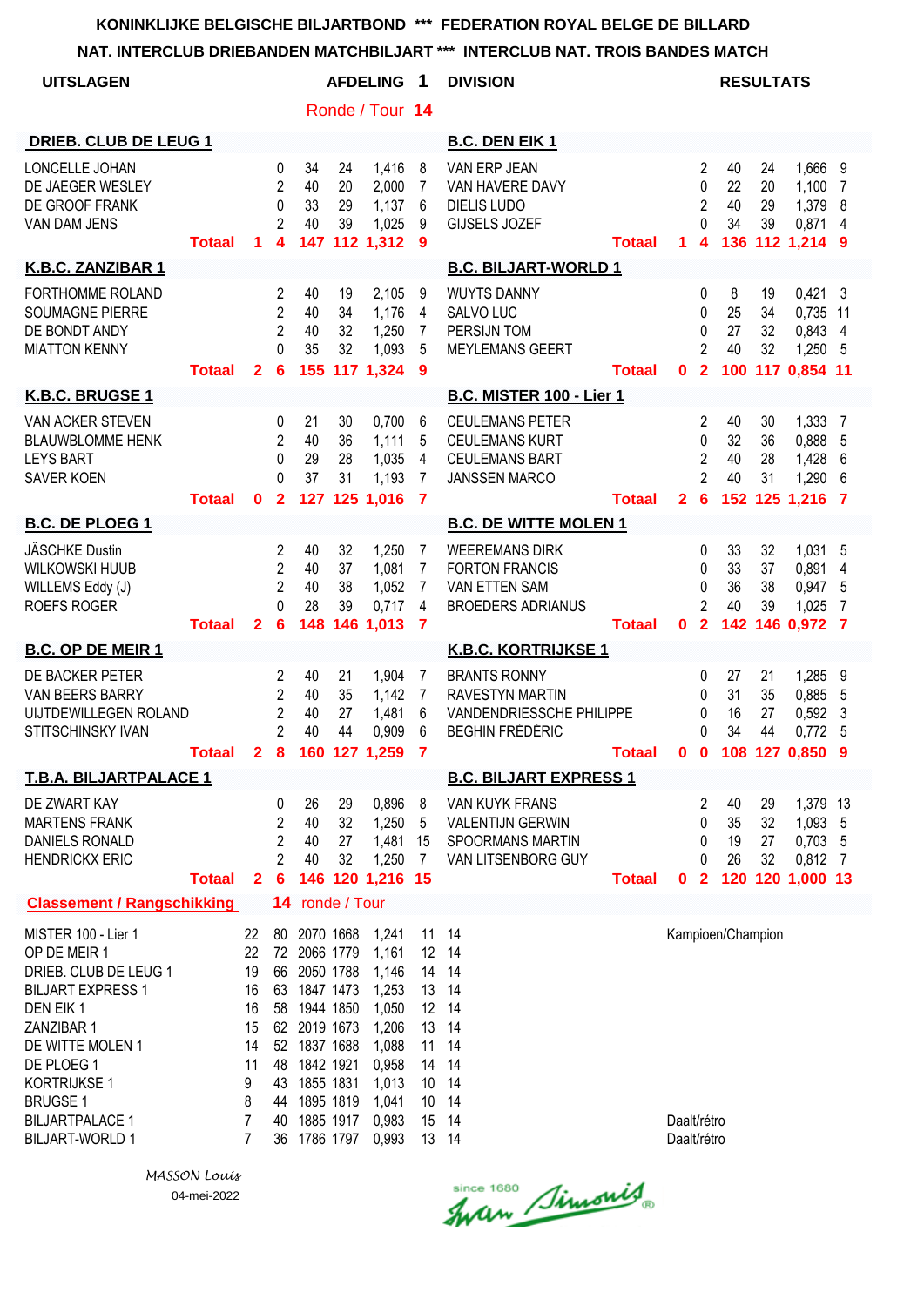**KONINKLIJKE BELGISCHE BILJARTBOND \*\*\* FEDERATION ROYAL BELGE DE BILLARD**

**NAT. INTERCLUB DRIEBANDEN MATCHBILJART \*\*\* INTERCLUB NAT. TROIS BANDES MATCH**

**UITSLAGEN** **AFDELING 1 DIVISION** **RESULTATS**

Ronde / Tour **14**

| DRIEB. CLUB DE LEUG 1 | | | | | | | B.C. DEN EIK 1 | | | | | | |
|---|---|---|---|---|---|---|---|---|---|---|---|---|---|
| LONCELLE JOHAN | | 0 | 34 | 24 | 1,416 | 8 | VAN ERP JEAN | | 2 | 40 | 24 | 1,666 | 9 |
| DE JAEGER WESLEY | | 2 | 40 | 20 | 2,000 | 7 | VAN HAVERE DAVY | | 0 | 22 | 20 | 1,100 | 7 |
| DE GROOF FRANK | | 0 | 33 | 29 | 1,137 | 6 | DIELIS LUDO | | 2 | 40 | 29 | 1,379 | 8 |
| VAN DAM JENS | | 2 | 40 | 39 | 1,025 | 9 | GIJSELS JOZEF | | 0 | 34 | 39 | 0,871 | 4 |
| **Totaal** | **1** | **4** | **147** | **112** | **1,312** | **9** | **Totaal** | **1** | **4** | **136** | **112** | **1,214** | **9** |

| K.B.C. ZANZIBAR 1 | | | | | | | B.C. BILJART-WORLD 1 | | | | | | |
|---|---|---|---|---|---|---|---|---|---|---|---|---|---|
| FORTHOMME ROLAND | | 2 | 40 | 19 | 2,105 | 9 | WUYTS DANNY | | 0 | 8 | 19 | 0,421 | 3 |
| SOUMAGNE PIERRE | | 2 | 40 | 34 | 1,176 | 4 | SALVO LUC | | 0 | 25 | 34 | 0,735 | 11 |
| DE BONDT ANDY | | 2 | 40 | 32 | 1,250 | 7 | PERSIJN TOM | | 0 | 27 | 32 | 0,843 | 4 |
| MIATTON KENNY | | 0 | 35 | 32 | 1,093 | 5 | MEYLEMANS GEERT | | 2 | 40 | 32 | 1,250 | 5 |
| **Totaal** | **2** | **6** | **155** | **117** | **1,324** | **9** | **Totaal** | **0** | **2** | **100** | **117** | **0,854** | **11** |

| K.B.C. BRUGSE 1 | | | | | | | B.C. MISTER 100 - Lier 1 | | | | | | |
|---|---|---|---|---|---|---|---|---|---|---|---|---|---|
| VAN ACKER STEVEN | | 0 | 21 | 30 | 0,700 | 6 | CEULEMANS PETER | | 2 | 40 | 30 | 1,333 | 7 |
| BLAUWBLOMME HENK | | 2 | 40 | 36 | 1,111 | 5 | CEULEMANS KURT | | 0 | 32 | 36 | 0,888 | 5 |
| LEYS BART | | 0 | 29 | 28 | 1,035 | 4 | CEULEMANS BART | | 2 | 40 | 28 | 1,428 | 6 |
| SAVER KOEN | | 0 | 37 | 31 | 1,193 | 7 | JANSSEN MARCO | | 2 | 40 | 31 | 1,290 | 6 |
| **Totaal** | **0** | **2** | **127** | **125** | **1,016** | **7** | **Totaal** | **2** | **6** | **152** | **125** | **1,216** | **7** |

| B.C. DE PLOEG 1 | | | | | | | B.C. DE WITTE MOLEN 1 | | | | | | |
|---|---|---|---|---|---|---|---|---|---|---|---|---|---|
| JÄSCHKE Dustin | | 2 | 40 | 32 | 1,250 | 7 | WEEREMANS DIRK | | 0 | 33 | 32 | 1,031 | 5 |
| WILKOWSKI HUUB | | 2 | 40 | 37 | 1,081 | 7 | FORTON FRANCIS | | 0 | 33 | 37 | 0,891 | 4 |
| WILLEMS Eddy (J) | | 2 | 40 | 38 | 1,052 | 7 | VAN ETTEN SAM | | 0 | 36 | 38 | 0,947 | 5 |
| ROEFS ROGER | | 0 | 28 | 39 | 0,717 | 4 | BROEDERS ADRIANUS | | 2 | 40 | 39 | 1,025 | 7 |
| **Totaal** | **2** | **6** | **148** | **146** | **1,013** | **7** | **Totaal** | **0** | **2** | **142** | **146** | **0,972** | **7** |

| B.C. OP DE MEIR 1 | | | | | | | K.B.C. KORTRIJKSE 1 | | | | | | |
|---|---|---|---|---|---|---|---|---|---|---|---|---|---|
| DE BACKER PETER | | 2 | 40 | 21 | 1,904 | 7 | BRANTS RONNY | | 0 | 27 | 21 | 1,285 | 9 |
| VAN BEERS BARRY | | 2 | 40 | 35 | 1,142 | 7 | RAVESTYN MARTIN | | 0 | 31 | 35 | 0,885 | 5 |
| UIJTDEWILLEGEN ROLAND | | 2 | 40 | 27 | 1,481 | 6 | VANDENDRIESSCHE PHILIPPE | | 0 | 16 | 27 | 0,592 | 3 |
| STITSCHINSKY IVAN | | 2 | 40 | 44 | 0,909 | 6 | BEGHIN FRÉDÉRIC | | 0 | 34 | 44 | 0,772 | 5 |
| **Totaal** | **2** | **8** | **160** | **127** | **1,259** | **7** | **Totaal** | **0** | **0** | **108** | **127** | **0,850** | **9** |

| T.B.A. BILJARTPALACE 1 | | | | | | | B.C. BILJART EXPRESS 1 | | | | | | |
|---|---|---|---|---|---|---|---|---|---|---|---|---|---|
| DE ZWART KAY | | 0 | 26 | 29 | 0,896 | 8 | VAN KUYK FRANS | | 2 | 40 | 29 | 1,379 | 13 |
| MARTENS FRANK | | 2 | 40 | 32 | 1,250 | 5 | VALENTIJN GERWIN | | 0 | 35 | 32 | 1,093 | 5 |
| DANIELS RONALD | | 2 | 40 | 27 | 1,481 | 15 | SPOORMANS MARTIN | | 0 | 19 | 27 | 0,703 | 5 |
| HENDRICKX ERIC | | 2 | 40 | 32 | 1,250 | 7 | VAN LITSENBORG GUY | | 0 | 26 | 32 | 0,812 | 7 |
| **Totaal** | **2** | **6** | **146** | **120** | **1,216** | **15** | **Totaal** | **0** | **2** | **120** | **120** | **1,000** | **13** |

**Classement / Rangschikking** **14** ronde / Tour

| | | | | | | | | |
|---|---|---|---|---|---|---|---|---|
| MISTER 100 - Lier 1 | 22 | 80 | 2070 | 1668 | 1,241 | 11 | 14 | Kampioen/Champion |
| OP DE MEIR 1 | 22 | 72 | 2066 | 1779 | 1,161 | 12 | 14 | |
| DRIEB. CLUB DE LEUG 1 | 19 | 66 | 2050 | 1788 | 1,146 | 14 | 14 | |
| BILJART EXPRESS 1 | 16 | 63 | 1847 | 1473 | 1,253 | 13 | 14 | |
| DEN EIK 1 | 16 | 58 | 1944 | 1850 | 1,050 | 12 | 14 | |
| ZANZIBAR 1 | 15 | 62 | 2019 | 1673 | 1,206 | 13 | 14 | |
| DE WITTE MOLEN 1 | 14 | 52 | 1837 | 1688 | 1,088 | 11 | 14 | |
| DE PLOEG 1 | 11 | 48 | 1842 | 1921 | 0,958 | 14 | 14 | |
| KORTRIJKSE 1 | 9 | 43 | 1855 | 1831 | 1,013 | 10 | 14 | |
| BRUGSE 1 | 8 | 44 | 1895 | 1819 | 1,041 | 10 | 14 | |
| BILJARTPALACE 1 | 7 | 40 | 1885 | 1917 | 0,983 | 15 | 14 | Daalt/rétro |
| BILJART-WORLD 1 | 7 | 36 | 1786 | 1797 | 0,993 | 13 | 14 | Daalt/rétro |

*MASSON Louis*

04-mei-2022

since 1680 Iwan Simonis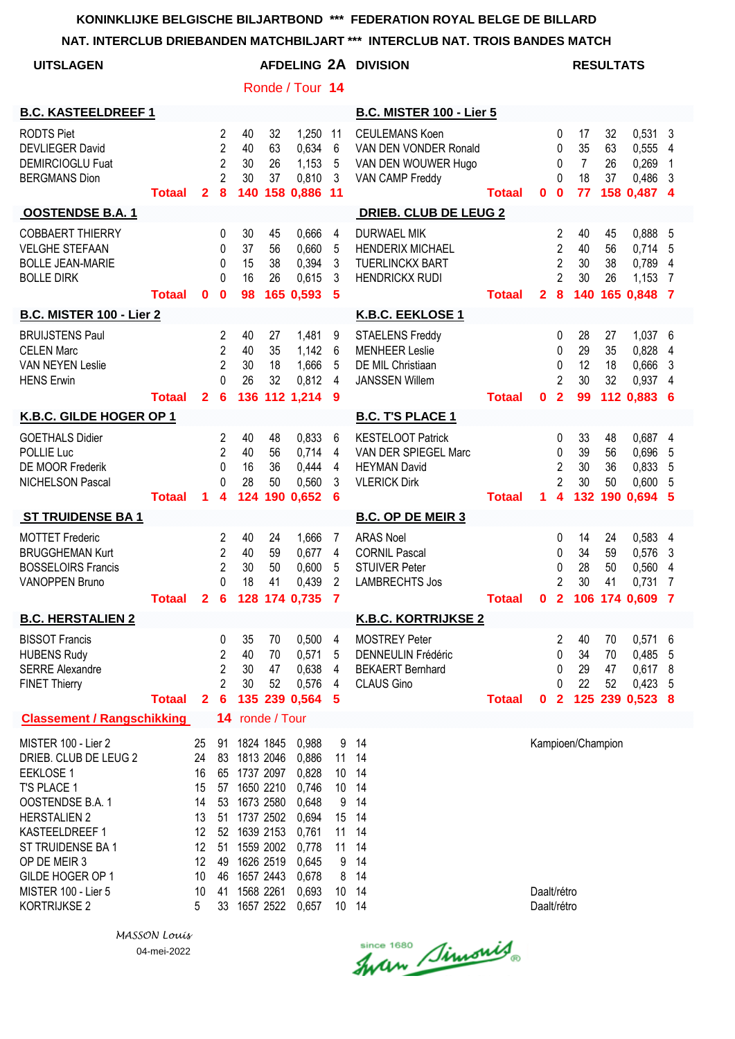KONINKLIJKE BELGISCHE BILJARTBOND *** FEDERATION ROYAL BELGE DE BILLARD

NAT. INTERCLUB DRIEBANDEN MATCHBILJART *** INTERCLUB NAT. TROIS BANDES MATCH

**UITSLAGEN** — **AFDELING 2A DIVISION** — **RESULTATS**

Ronde / Tour **14**

| B.C. KASTEELDREEF 1 | | | | | | | B.C. MISTER 100 - Lier 5 | | | | | | |
|---|---|---|---|---|---|---|---|---|---|---|---|---|---|
| RODTS Piet | | 2 | 40 | 32 | 1,250 | 11 | CEULEMANS Koen | | 0 | 17 | 32 | 0,531 | 3 |
| DEVLIEGER David | | 2 | 40 | 63 | 0,634 | 6 | VAN DEN VONDER Ronald | | 0 | 35 | 63 | 0,555 | 4 |
| DEMIRCIOGLU Fuat | | 2 | 30 | 26 | 1,153 | 5 | VAN DEN WOUWER Hugo | | 0 | 7 | 26 | 0,269 | 1 |
| BERGMANS Dion | | 2 | 30 | 37 | 0,810 | 3 | VAN CAMP Freddy | | 0 | 18 | 37 | 0,486 | 3 |
| **Totaal** | **2** | **8** | **140** | **158** | **0,886** | **11** | **Totaal** | **0** | **0** | **77** | **158** | **0,487** | **4** |

| OOSTENDSE B.A. 1 | | | | | | | DRIEB. CLUB DE LEUG 2 | | | | | | |
|---|---|---|---|---|---|---|---|---|---|---|---|---|---|
| COBBAERT THIERRY | | 0 | 30 | 45 | 0,666 | 4 | DURWAEL MIK | | 2 | 40 | 45 | 0,888 | 5 |
| VELGHE STEFAAN | | 0 | 37 | 56 | 0,660 | 5 | HENDERIX MICHAEL | | 2 | 40 | 56 | 0,714 | 5 |
| BOLLE JEAN-MARIE | | 0 | 15 | 38 | 0,394 | 3 | TUERLINCKX BART | | 2 | 30 | 38 | 0,789 | 4 |
| BOLLE DIRK | | 0 | 16 | 26 | 0,615 | 3 | HENDRICKX RUDI | | 2 | 30 | 26 | 1,153 | 7 |
| **Totaal** | **0** | **0** | **98** | **165** | **0,593** | **5** | **Totaal** | **2** | **8** | **140** | **165** | **0,848** | **7** |

| B.C. MISTER 100 - Lier 2 | | | | | | | K.B.C. EEKLOSE 1 | | | | | | |
|---|---|---|---|---|---|---|---|---|---|---|---|---|---|
| BRUIJSTENS Paul | | 2 | 40 | 27 | 1,481 | 9 | STAELENS Freddy | | 0 | 28 | 27 | 1,037 | 6 |
| CELEN Marc | | 2 | 40 | 35 | 1,142 | 6 | MENHEER Leslie | | 0 | 29 | 35 | 0,828 | 4 |
| VAN NEYEN Leslie | | 2 | 30 | 18 | 1,666 | 5 | DE MIL Christiaan | | 0 | 12 | 18 | 0,666 | 3 |
| HENS Erwin | | 0 | 26 | 32 | 0,812 | 4 | JANSSEN Willem | | 2 | 30 | 32 | 0,937 | 4 |
| **Totaal** | **2** | **6** | **136** | **112** | **1,214** | **9** | **Totaal** | **0** | **2** | **99** | **112** | **0,883** | **6** |

| K.B.C. GILDE HOGER OP 1 | | | | | | | B.C. T'S PLACE 1 | | | | | | |
|---|---|---|---|---|---|---|---|---|---|---|---|---|---|
| GOETHALS Didier | | 2 | 40 | 48 | 0,833 | 6 | KESTELOOT Patrick | | 0 | 33 | 48 | 0,687 | 4 |
| POLLIE Luc | | 2 | 40 | 56 | 0,714 | 4 | VAN DER SPIEGEL Marc | | 0 | 39 | 56 | 0,696 | 5 |
| DE MOOR Frederik | | 0 | 16 | 36 | 0,444 | 4 | HEYMAN David | | 2 | 30 | 36 | 0,833 | 5 |
| NICHELSON Pascal | | 0 | 28 | 50 | 0,560 | 3 | VLERICK Dirk | | 2 | 30 | 50 | 0,600 | 5 |
| **Totaal** | **1** | **4** | **124** | **190** | **0,652** | **6** | **Totaal** | **1** | **4** | **132** | **190** | **0,694** | **5** |

| ST TRUIDENSE BA 1 | | | | | | | B.C. OP DE MEIR 3 | | | | | | |
|---|---|---|---|---|---|---|---|---|---|---|---|---|---|
| MOTTET Frederic | | 2 | 40 | 24 | 1,666 | 7 | ARAS Noel | | 0 | 14 | 24 | 0,583 | 4 |
| BRUGGHEMAN Kurt | | 2 | 40 | 59 | 0,677 | 4 | CORNIL Pascal | | 0 | 34 | 59 | 0,576 | 3 |
| BOSSELOIRS Francis | | 2 | 30 | 50 | 0,600 | 5 | STUIVER Peter | | 0 | 28 | 50 | 0,560 | 4 |
| VANOPPEN Bruno | | 0 | 18 | 41 | 0,439 | 2 | LAMBRECHTS Jos | | 2 | 30 | 41 | 0,731 | 7 |
| **Totaal** | **2** | **6** | **128** | **174** | **0,735** | **7** | **Totaal** | **0** | **2** | **106** | **174** | **0,609** | **7** |

| B.C. HERSTALIEN 2 | | | | | | | K.B.C. KORTRIJKSE 2 | | | | | | |
|---|---|---|---|---|---|---|---|---|---|---|---|---|---|
| BISSOT Francis | | 0 | 35 | 70 | 0,500 | 4 | MOSTREY Peter | | 2 | 40 | 70 | 0,571 | 6 |
| HUBENS Rudy | | 2 | 40 | 70 | 0,571 | 5 | DENNEULIN Frédéric | | 0 | 34 | 70 | 0,485 | 5 |
| SERRE Alexandre | | 2 | 30 | 47 | 0,638 | 4 | BEKAERT Bernhard | | 0 | 29 | 47 | 0,617 | 8 |
| FINET Thierry | | 2 | 30 | 52 | 0,576 | 4 | CLAUS Gino | | 0 | 22 | 52 | 0,423 | 5 |
| **Totaal** | **2** | **6** | **135** | **239** | **0,564** | **5** | **Totaal** | **0** | **2** | **125** | **239** | **0,523** | **8** |

**Classement / Rangschikking** **14** ronde / Tour

| | | | | | | | | |
|---|---|---|---|---|---|---|---|---|
| MISTER 100 - Lier 2 | 25 | 91 | 1824 | 1845 | 0,988 | 9 | 14 | Kampioen/Champion |
| DRIEB. CLUB DE LEUG 2 | 24 | 83 | 1813 | 2046 | 0,886 | 11 | 14 | |
| EEKLOSE 1 | 16 | 65 | 1737 | 2097 | 0,828 | 10 | 14 | |
| T'S PLACE 1 | 15 | 57 | 1650 | 2210 | 0,746 | 10 | 14 | |
| OOSTENDSE B.A. 1 | 14 | 53 | 1673 | 2580 | 0,648 | 9 | 14 | |
| HERSTALIEN 2 | 13 | 51 | 1737 | 2502 | 0,694 | 15 | 14 | |
| KASTEELDREEF 1 | 12 | 52 | 1639 | 2153 | 0,761 | 11 | 14 | |
| ST TRUIDENSE BA 1 | 12 | 51 | 1559 | 2002 | 0,778 | 11 | 14 | |
| OP DE MEIR 3 | 12 | 49 | 1626 | 2519 | 0,645 | 9 | 14 | |
| GILDE HOGER OP 1 | 10 | 46 | 1657 | 2443 | 0,678 | 8 | 14 | |
| MISTER 100 - Lier 5 | 10 | 41 | 1568 | 2261 | 0,693 | 10 | 14 | Daalt/rétro |
| KORTRIJKSE 2 | 5 | 33 | 1657 | 2522 | 0,657 | 10 | 14 | Daalt/rétro |

*MASSON Louis*

04-mei-2022

since 1680 Iwan Simonis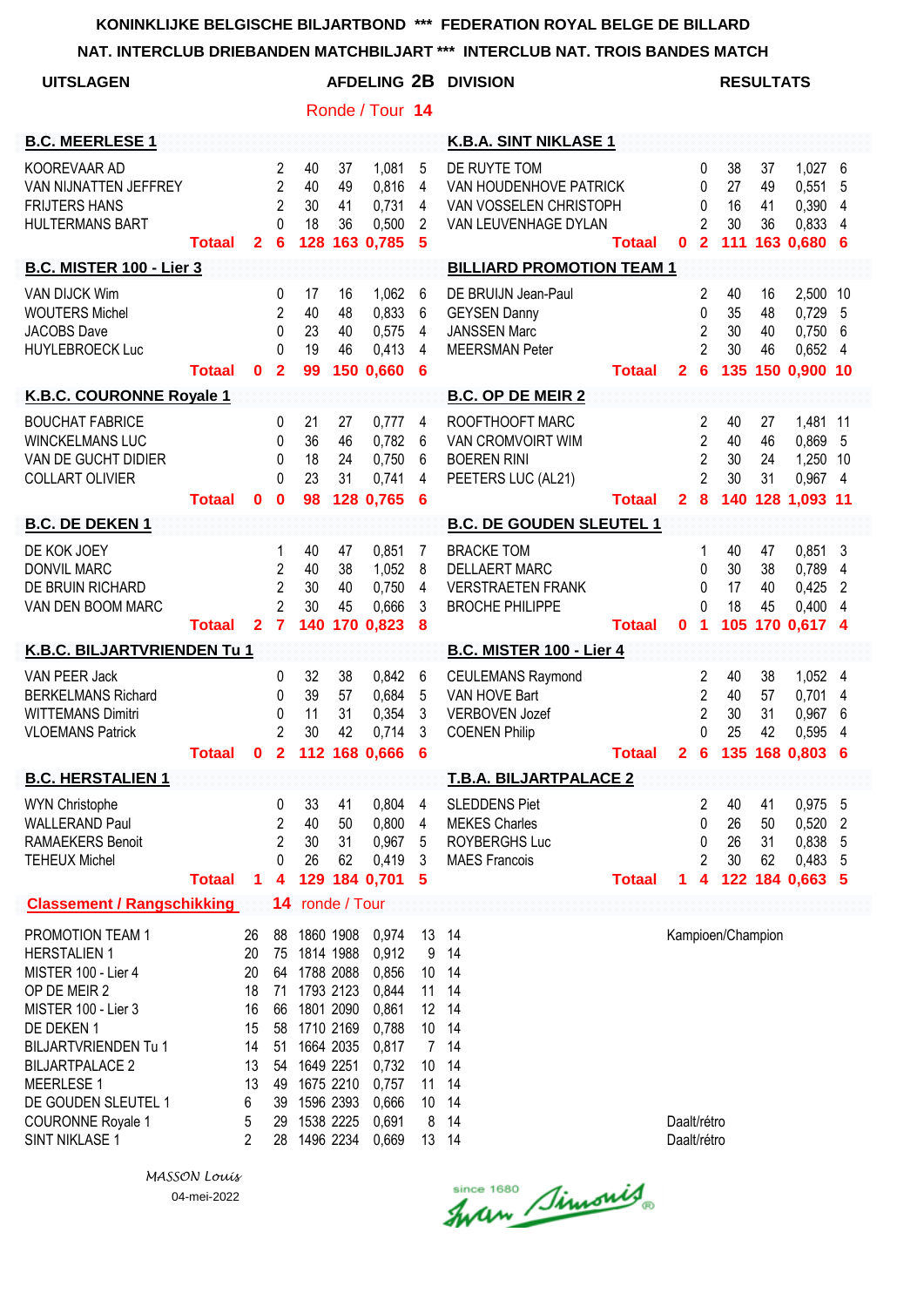**KONINKLIJKE BELGISCHE BILJARTBOND \*\*\* FEDERATION ROYAL BELGE DE BILLARD**

**NAT. INTERCLUB DRIEBANDEN MATCHBILJART \*\*\* INTERCLUB NAT. TROIS BANDES MATCH**

**UITSLAGEN** — **AFDELING 2B DIVISION** — **RESULTATS**

Ronde / Tour **14**

| B.C. MEERLESE 1 | | | | | | | | K.B.A. SINT NIKLASE 1 | | | | | | | |
|---|---|---|---|---|---|---|---|---|---|---|---|---|---|---|---|
| KOOREVAAR AD | | 2 | 40 | 37 | 1,081 | 5 | | DE RUYTE TOM | | 0 | 38 | 37 | 1,027 | 6 | |
| VAN NIJNATTEN JEFFREY | | 2 | 40 | 49 | 0,816 | 4 | | VAN HOUDENHOVE PATRICK | | 0 | 27 | 49 | 0,551 | 5 | |
| FRIJTERS HANS | | 2 | 30 | 41 | 0,731 | 4 | | VAN VOSSELEN CHRISTOPH | | 0 | 16 | 41 | 0,390 | 4 | |
| HULTERMANS BART | | 0 | 18 | 36 | 0,500 | 2 | | VAN LEUVENHAGE DYLAN | | 2 | 30 | 36 | 0,833 | 4 | |
| **Totaal** | **2** | **6** | **128** | **163** | **0,785** | **5** | | **Totaal** | **0** | **2** | **111** | **163** | **0,680** | **6** | |

| B.C. MISTER 100 - Lier 3 | | | | | | | | BILLIARD PROMOTION TEAM 1 | | | | | | | |
|---|---|---|---|---|---|---|---|---|---|---|---|---|---|---|---|
| VAN DIJCK Wim | | 0 | 17 | 16 | 1,062 | 6 | | DE BRUIJN Jean-Paul | | 2 | 40 | 16 | 2,500 | 10 | |
| WOUTERS Michel | | 2 | 40 | 48 | 0,833 | 6 | | GEYSEN Danny | | 0 | 35 | 48 | 0,729 | 5 | |
| JACOBS Dave | | 0 | 23 | 40 | 0,575 | 4 | | JANSSEN Marc | | 2 | 30 | 40 | 0,750 | 6 | |
| HUYLEBROECK Luc | | 0 | 19 | 46 | 0,413 | 4 | | MEERSMAN Peter | | 2 | 30 | 46 | 0,652 | 4 | |
| **Totaal** | **0** | **2** | **99** | **150** | **0,660** | **6** | | **Totaal** | **2** | **6** | **135** | **150** | **0,900** | **10** | |

| K.B.C. COURONNE Royale 1 | | | | | | | | B.C. OP DE MEIR 2 | | | | | | | |
|---|---|---|---|---|---|---|---|---|---|---|---|---|---|---|---|
| BOUCHAT FABRICE | | 0 | 21 | 27 | 0,777 | 4 | | ROOFTHOOFT MARC | | 2 | 40 | 27 | 1,481 | 11 | |
| WINCKELMANS LUC | | 0 | 36 | 46 | 0,782 | 6 | | VAN CROMVOIRT WIM | | 2 | 40 | 46 | 0,869 | 5 | |
| VAN DE GUCHT DIDIER | | 0 | 18 | 24 | 0,750 | 6 | | BOEREN RINI | | 2 | 30 | 24 | 1,250 | 10 | |
| COLLART OLIVIER | | 0 | 23 | 31 | 0,741 | 4 | | PEETERS LUC (AL21) | | 2 | 30 | 31 | 0,967 | 4 | |
| **Totaal** | **0** | **0** | **98** | **128** | **0,765** | **6** | | **Totaal** | **2** | **8** | **140** | **128** | **1,093** | **11** | |

| B.C. DE DEKEN 1 | | | | | | | | B.C. DE GOUDEN SLEUTEL 1 | | | | | | | |
|---|---|---|---|---|---|---|---|---|---|---|---|---|---|---|---|
| DE KOK JOEY | | 1 | 40 | 47 | 0,851 | 7 | | BRACKE TOM | | 1 | 40 | 47 | 0,851 | 3 | |
| DONVIL MARC | | 2 | 40 | 38 | 1,052 | 8 | | DELLAERT MARC | | 0 | 30 | 38 | 0,789 | 4 | |
| DE BRUIN RICHARD | | 2 | 30 | 40 | 0,750 | 4 | | VERSTRAETEN FRANK | | 0 | 17 | 40 | 0,425 | 2 | |
| VAN DEN BOOM MARC | | 2 | 30 | 45 | 0,666 | 3 | | BROCHE PHILIPPE | | 0 | 18 | 45 | 0,400 | 4 | |
| **Totaal** | **2** | **7** | **140** | **170** | **0,823** | **8** | | **Totaal** | **0** | **1** | **105** | **170** | **0,617** | **4** | |

| K.B.C. BILJARTVRIENDEN Tu 1 | | | | | | | | B.C. MISTER 100 - Lier 4 | | | | | | | |
|---|---|---|---|---|---|---|---|---|---|---|---|---|---|---|---|
| VAN PEER Jack | | 0 | 32 | 38 | 0,842 | 6 | | CEULEMANS Raymond | | 2 | 40 | 38 | 1,052 | 4 | |
| BERKELMANS Richard | | 0 | 39 | 57 | 0,684 | 5 | | VAN HOVE Bart | | 2 | 40 | 57 | 0,701 | 4 | |
| WITTEMANS Dimitri | | 0 | 11 | 31 | 0,354 | 3 | | VERBOVEN Jozef | | 2 | 30 | 31 | 0,967 | 6 | |
| VLOEMANS Patrick | | 2 | 30 | 42 | 0,714 | 3 | | COENEN Philip | | 0 | 25 | 42 | 0,595 | 4 | |
| **Totaal** | **0** | **2** | **112** | **168** | **0,666** | **6** | | **Totaal** | **2** | **6** | **135** | **168** | **0,803** | **6** | |

| B.C. HERSTALIEN 1 | | | | | | | | T.B.A. BILJARTPALACE 2 | | | | | | | |
|---|---|---|---|---|---|---|---|---|---|---|---|---|---|---|---|
| WYN Christophe | | 0 | 33 | 41 | 0,804 | 4 | | SLEDDENS Piet | | 2 | 40 | 41 | 0,975 | 5 | |
| WALLERAND Paul | | 2 | 40 | 50 | 0,800 | 4 | | MEKES Charles | | 0 | 26 | 50 | 0,520 | 2 | |
| RAMAEKERS Benoit | | 2 | 30 | 31 | 0,967 | 5 | | ROYBERGHS Luc | | 0 | 26 | 31 | 0,838 | 5 | |
| TEHEUX Michel | | 0 | 26 | 62 | 0,419 | 3 | | MAES Francois | | 2 | 30 | 62 | 0,483 | 5 | |
| **Totaal** | **1** | **4** | **129** | **184** | **0,701** | **5** | | **Totaal** | **1** | **4** | **122** | **184** | **0,663** | **5** | |

**Classement / Rangschikking** **14** ronde / Tour

| | | | | | | | | |
|---|---|---|---|---|---|---|---|---|
| PROMOTION TEAM 1 | 26 | 88 | 1860 | 1908 | 0,974 | 13 | 14 | Kampioen/Champion |
| HERSTALIEN 1 | 20 | 75 | 1814 | 1988 | 0,912 | 9 | 14 | |
| MISTER 100 - Lier 4 | 20 | 64 | 1788 | 2088 | 0,856 | 10 | 14 | |
| OP DE MEIR 2 | 18 | 71 | 1793 | 2123 | 0,844 | 11 | 14 | |
| MISTER 100 - Lier 3 | 16 | 66 | 1801 | 2090 | 0,861 | 12 | 14 | |
| DE DEKEN 1 | 15 | 58 | 1710 | 2169 | 0,788 | 10 | 14 | |
| BILJARTVRIENDEN Tu 1 | 14 | 51 | 1664 | 2035 | 0,817 | 7 | 14 | |
| BILJARTPALACE 2 | 13 | 54 | 1649 | 2251 | 0,732 | 10 | 14 | |
| MEERLESE 1 | 13 | 49 | 1675 | 2210 | 0,757 | 11 | 14 | |
| DE GOUDEN SLEUTEL 1 | 6 | 39 | 1596 | 2393 | 0,666 | 10 | 14 | |
| COURONNE Royale 1 | 5 | 29 | 1538 | 2225 | 0,691 | 8 | 14 | Daalt/rétro |
| SINT NIKLASE 1 | 2 | 28 | 1496 | 2234 | 0,669 | 13 | 14 | Daalt/rétro |

*MASSON Louis*

04-mei-2022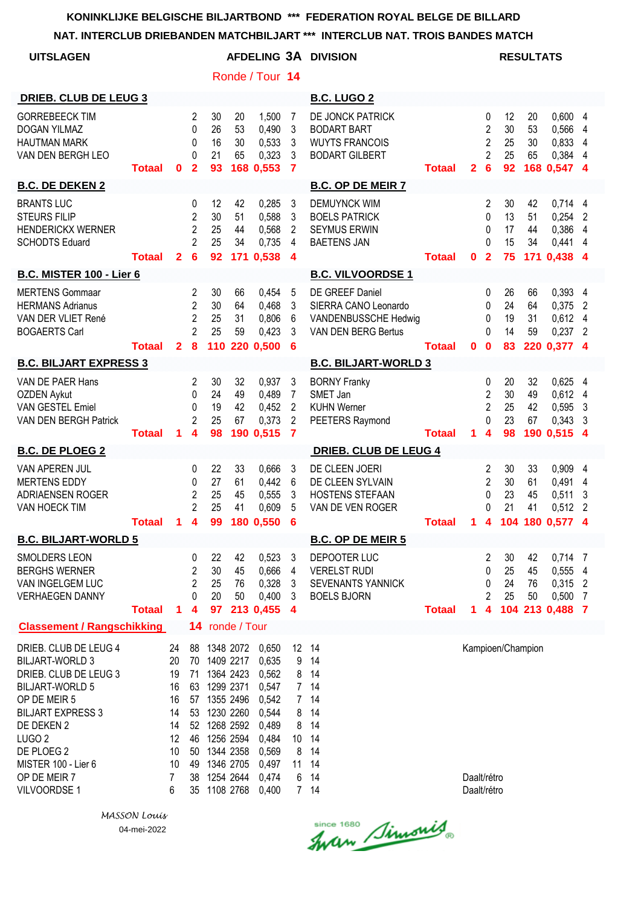KONINKLIJKE BELGISCHE BILJARTBOND *** FEDERATION ROYAL BELGE DE BILLARD

NAT. INTERCLUB DRIEBANDEN MATCHBILJART *** INTERCLUB NAT. TROIS BANDES MATCH

**UITSLAGEN** — **AFDELING 3A DIVISION** — **RESULTATS**

Ronde / Tour **14**

| DRIEB. CLUB DE LEUG 3 | | | | | | | B.C. LUGO 2 | | | | | | |
|---|---|---|---|---|---|---|---|---|---|---|---|---|---|
| GORREBEECK TIM | | 2 | 30 | 20 | 1,500 | 7 | DE JONCK PATRICK | | 0 | 12 | 20 | 0,600 | 4 |
| DOGAN YILMAZ | | 0 | 26 | 53 | 0,490 | 3 | BODART BART | | 2 | 30 | 53 | 0,566 | 4 |
| HAUTMAN MARK | | 0 | 16 | 30 | 0,533 | 3 | WUYTS FRANCOIS | | 2 | 25 | 30 | 0,833 | 4 |
| VAN DEN BERGH LEO | | 0 | 21 | 65 | 0,323 | 3 | BODART GILBERT | | 2 | 25 | 65 | 0,384 | 4 |
| **Totaal** | **0** | **2** | **93** | **168** | **0,553** | **7** | **Totaal** | **2** | **6** | **92** | **168** | **0,547** | **4** |

| B.C. DE DEKEN 2 | | | | | | | B.C. OP DE MEIR 7 | | | | | | |
|---|---|---|---|---|---|---|---|---|---|---|---|---|---|
| BRANTS LUC | | 0 | 12 | 42 | 0,285 | 3 | DEMUYNCK WIM | | 2 | 30 | 42 | 0,714 | 4 |
| STEURS FILIP | | 2 | 30 | 51 | 0,588 | 3 | BOELS PATRICK | | 0 | 13 | 51 | 0,254 | 2 |
| HENDERICKX WERNER | | 2 | 25 | 44 | 0,568 | 2 | SEYMUS ERWIN | | 0 | 17 | 44 | 0,386 | 4 |
| SCHODTS Eduard | | 2 | 25 | 34 | 0,735 | 4 | BAETENS JAN | | 0 | 15 | 34 | 0,441 | 4 |
| **Totaal** | **2** | **6** | **92** | **171** | **0,538** | **4** | **Totaal** | **0** | **2** | **75** | **171** | **0,438** | **4** |

| B.C. MISTER 100 - Lier 6 | | | | | | | B.C. VILVOORDSE 1 | | | | | | |
|---|---|---|---|---|---|---|---|---|---|---|---|---|---|
| MERTENS Gommaar | | 2 | 30 | 66 | 0,454 | 5 | DE GREEF Daniel | | 0 | 26 | 66 | 0,393 | 4 |
| HERMANS Adrianus | | 2 | 30 | 64 | 0,468 | 3 | SIERRA CANO Leonardo | | 0 | 24 | 64 | 0,375 | 2 |
| VAN DER VLIET René | | 2 | 25 | 31 | 0,806 | 6 | VANDENBUSSCHE Hedwig | | 0 | 19 | 31 | 0,612 | 4 |
| BOGAERTS Carl | | 2 | 25 | 59 | 0,423 | 3 | VAN DEN BERG Bertus | | 0 | 14 | 59 | 0,237 | 2 |
| **Totaal** | **2** | **8** | **110** | **220** | **0,500** | **6** | **Totaal** | **0** | **0** | **83** | **220** | **0,377** | **4** |

| B.C. BILJART EXPRESS 3 | | | | | | | B.C. BILJART-WORLD 3 | | | | | | |
|---|---|---|---|---|---|---|---|---|---|---|---|---|---|
| VAN DE PAER Hans | | 2 | 30 | 32 | 0,937 | 3 | BORNY Franky | | 0 | 20 | 32 | 0,625 | 4 |
| OZDEN Aykut | | 0 | 24 | 49 | 0,489 | 7 | SMET Jan | | 2 | 30 | 49 | 0,612 | 4 |
| VAN GESTEL Emiel | | 0 | 19 | 42 | 0,452 | 2 | KUHN Werner | | 2 | 25 | 42 | 0,595 | 3 |
| VAN DEN BERGH Patrick | | 2 | 25 | 67 | 0,373 | 2 | PEETERS Raymond | | 0 | 23 | 67 | 0,343 | 3 |
| **Totaal** | **1** | **4** | **98** | **190** | **0,515** | **7** | **Totaal** | **1** | **4** | **98** | **190** | **0,515** | **4** |

| B.C. DE PLOEG 2 | | | | | | | DRIEB. CLUB DE LEUG 4 | | | | | | |
|---|---|---|---|---|---|---|---|---|---|---|---|---|---|
| VAN APEREN JUL | | 0 | 22 | 33 | 0,666 | 3 | DE CLEEN JOERI | | 2 | 30 | 33 | 0,909 | 4 |
| MERTENS EDDY | | 0 | 27 | 61 | 0,442 | 6 | DE CLEEN SYLVAIN | | 2 | 30 | 61 | 0,491 | 4 |
| ADRIAENSEN ROGER | | 2 | 25 | 45 | 0,555 | 3 | HOSTENS STEFAAN | | 0 | 23 | 45 | 0,511 | 3 |
| VAN HOECK TIM | | 2 | 25 | 41 | 0,609 | 5 | VAN DE VEN ROGER | | 0 | 21 | 41 | 0,512 | 2 |
| **Totaal** | **1** | **4** | **99** | **180** | **0,550** | **6** | **Totaal** | **1** | **4** | **104** | **180** | **0,577** | **4** |

| B.C. BILJART-WORLD 5 | | | | | | | B.C. OP DE MEIR 5 | | | | | | |
|---|---|---|---|---|---|---|---|---|---|---|---|---|---|
| SMOLDERS LEON | | 0 | 22 | 42 | 0,523 | 3 | DEPOOTER LUC | | 2 | 30 | 42 | 0,714 | 7 |
| BERGHS WERNER | | 2 | 30 | 45 | 0,666 | 4 | VERELST RUDI | | 0 | 25 | 45 | 0,555 | 4 |
| VAN INGELGEM LUC | | 2 | 25 | 76 | 0,328 | 3 | SEVENANTS YANNICK | | 0 | 24 | 76 | 0,315 | 2 |
| VERHAEGEN DANNY | | 0 | 20 | 50 | 0,400 | 3 | BOELS BJORN | | 2 | 25 | 50 | 0,500 | 7 |
| **Totaal** | **1** | **4** | **97** | **213** | **0,455** | **4** | **Totaal** | **1** | **4** | **104** | **213** | **0,488** | **7** |

**Classement / Rangschikking** **14** ronde / Tour

| | | | | | | | | |
|---|---|---|---|---|---|---|---|---|
| DRIEB. CLUB DE LEUG 4 | 24 | 88 | 1348 | 2072 | 0,650 | 12 | 14 | Kampioen/Champion |
| BILJART-WORLD 3 | 20 | 70 | 1409 | 2217 | 0,635 | 9 | 14 | |
| DRIEB. CLUB DE LEUG 3 | 19 | 71 | 1364 | 2423 | 0,562 | 8 | 14 | |
| BILJART-WORLD 5 | 16 | 63 | 1299 | 2371 | 0,547 | 7 | 14 | |
| OP DE MEIR 5 | 16 | 57 | 1355 | 2496 | 0,542 | 7 | 14 | |
| BILJART EXPRESS 3 | 14 | 53 | 1230 | 2260 | 0,544 | 8 | 14 | |
| DE DEKEN 2 | 14 | 52 | 1268 | 2592 | 0,489 | 8 | 14 | |
| LUGO 2 | 12 | 46 | 1256 | 2594 | 0,484 | 10 | 14 | |
| DE PLOEG 2 | 10 | 50 | 1344 | 2358 | 0,569 | 8 | 14 | |
| MISTER 100 - Lier 6 | 10 | 49 | 1346 | 2705 | 0,497 | 11 | 14 | |
| OP DE MEIR 7 | 7 | 38 | 1254 | 2644 | 0,474 | 6 | 14 | Daalt/rétro |
| VILVOORDSE 1 | 6 | 35 | 1108 | 2768 | 0,400 | 7 | 14 | Daalt/rétro |

*MASSON Louis*

04-mei-2022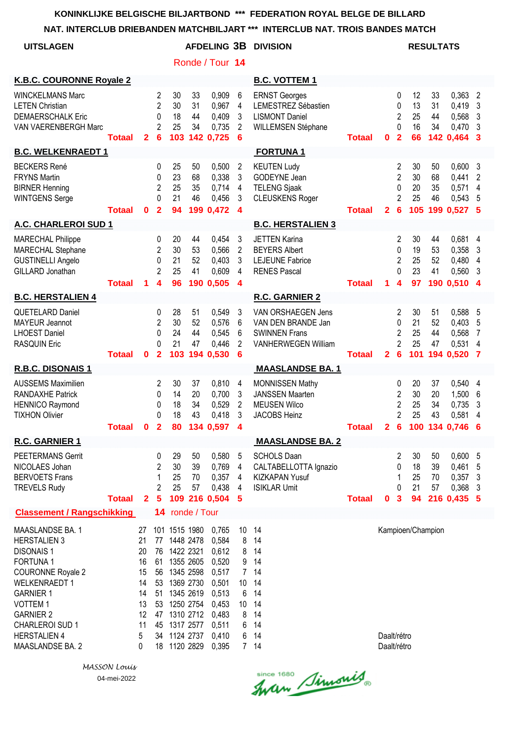**KONINKLIJKE BELGISCHE BILJARTBOND \*\*\* FEDERATION ROYAL BELGE DE BILLARD**

**NAT. INTERCLUB DRIEBANDEN MATCHBILJART \*\*\* INTERCLUB NAT. TROIS BANDES MATCH**

**UITSLAGEN** — **AFDELING 3B DIVISION** — **RESULTATS**

Ronde / Tour **14**

| K.B.C. COURONNE Royale 2 | | | | | | | | B.C. VOTTEM 1 | | | | | | | |
|---|---|---|---|---|---|---|---|---|---|---|---|---|---|---|---|
| WINCKELMANS Marc | | 2 | 30 | 33 | 0,909 | 6 | | ERNST Georges | | 0 | 12 | 33 | 0,363 | 2 | |
| LETEN Christian | | 2 | 30 | 31 | 0,967 | 4 | | LEMESTREZ Sébastien | | 0 | 13 | 31 | 0,419 | 3 | |
| DEMAERSCHALK Eric | | 0 | 18 | 44 | 0,409 | 3 | | LISMONT Daniel | | 2 | 25 | 44 | 0,568 | 3 | |
| VAN VAERENBERGH Marc | | 2 | 25 | 34 | 0,735 | 2 | | WILLEMSEN Stéphane | | 0 | 16 | 34 | 0,470 | 3 | |
| **Totaal** | **2** | **6** | **103** | **142** | **0,725** | **6** | | **Totaal** | **0** | **2** | **66** | **142** | **0,464** | **3** | |

| B.C. WELKENRAEDT 1 | | | | | | | | FORTUNA 1 | | | | | | | |
|---|---|---|---|---|---|---|---|---|---|---|---|---|---|---|---|
| BECKERS René | | 0 | 25 | 50 | 0,500 | 2 | | KEUTEN Ludy | | 2 | 30 | 50 | 0,600 | 3 | |
| FRYNS Martin | | 0 | 23 | 68 | 0,338 | 3 | | GODEYNE Jean | | 2 | 30 | 68 | 0,441 | 2 | |
| BIRNER Henning | | 2 | 25 | 35 | 0,714 | 4 | | TELENG Sjaak | | 0 | 20 | 35 | 0,571 | 4 | |
| WINTGENS Serge | | 0 | 21 | 46 | 0,456 | 3 | | CLEUSKENS Roger | | 2 | 25 | 46 | 0,543 | 5 | |
| **Totaal** | **0** | **2** | **94** | **199** | **0,472** | **4** | | **Totaal** | **2** | **6** | **105** | **199** | **0,527** | **5** | |

| A.C. CHARLEROI SUD 1 | | | | | | | | B.C. HERSTALIEN 3 | | | | | | | |
|---|---|---|---|---|---|---|---|---|---|---|---|---|---|---|---|
| MARECHAL Philippe | | 0 | 20 | 44 | 0,454 | 3 | | JETTEN Karina | | 2 | 30 | 44 | 0,681 | 4 | |
| MARECHAL Stephane | | 2 | 30 | 53 | 0,566 | 2 | | BEYERS Albert | | 0 | 19 | 53 | 0,358 | 3 | |
| GUSTINELLI Angelo | | 0 | 21 | 52 | 0,403 | 3 | | LEJEUNE Fabrice | | 2 | 25 | 52 | 0,480 | 4 | |
| GILLARD Jonathan | | 2 | 25 | 41 | 0,609 | 4 | | RENES Pascal | | 0 | 23 | 41 | 0,560 | 3 | |
| **Totaal** | **1** | **4** | **96** | **190** | **0,505** | **4** | | **Totaal** | **1** | **4** | **97** | **190** | **0,510** | **4** | |

| B.C. HERSTALIEN 4 | | | | | | | | R.C. GARNIER 2 | | | | | | | |
|---|---|---|---|---|---|---|---|---|---|---|---|---|---|---|---|
| QUETELARD Daniel | | 0 | 28 | 51 | 0,549 | 3 | | VAN ORSHAEGEN Jens | | 2 | 30 | 51 | 0,588 | 5 | |
| MAYEUR Jeannot | | 2 | 30 | 52 | 0,576 | 6 | | VAN DEN BRANDE Jan | | 0 | 21 | 52 | 0,403 | 5 | |
| LHOEST Daniel | | 0 | 24 | 44 | 0,545 | 6 | | SWINNEN Frans | | 2 | 25 | 44 | 0,568 | 7 | |
| RASQUIN Eric | | 0 | 21 | 47 | 0,446 | 2 | | VANHERWEGEN William | | 2 | 25 | 47 | 0,531 | 4 | |
| **Totaal** | **0** | **2** | **103** | **194** | **0,530** | **6** | | **Totaal** | **2** | **6** | **101** | **194** | **0,520** | **7** | |

| R.B.C. DISONAIS 1 | | | | | | | | MAASLANDSE BA. 1 | | | | | | | |
|---|---|---|---|---|---|---|---|---|---|---|---|---|---|---|---|
| AUSSEMS Maximilien | | 2 | 30 | 37 | 0,810 | 4 | | MONNISSEN Mathy | | 0 | 20 | 37 | 0,540 | 4 | |
| RANDAXHE Patrick | | 0 | 14 | 20 | 0,700 | 3 | | JANSSEN Maarten | | 2 | 30 | 20 | 1,500 | 6 | |
| HENNICO Raymond | | 0 | 18 | 34 | 0,529 | 2 | | MEUSEN Wilco | | 2 | 25 | 34 | 0,735 | 3 | |
| TIXHON Olivier | | 0 | 18 | 43 | 0,418 | 3 | | JACOBS Heinz | | 2 | 25 | 43 | 0,581 | 4 | |
| **Totaal** | **0** | **2** | **80** | **134** | **0,597** | **4** | | **Totaal** | **2** | **6** | **100** | **134** | **0,746** | **6** | |

| R.C. GARNIER 1 | | | | | | | | MAASLANDSE BA. 2 | | | | | | | |
|---|---|---|---|---|---|---|---|---|---|---|---|---|---|---|---|
| PEETERMANS Gerrit | | 0 | 29 | 50 | 0,580 | 5 | | SCHOLS Daan | | 2 | 30 | 50 | 0,600 | 5 | |
| NICOLAES Johan | | 2 | 30 | 39 | 0,769 | 4 | | CALTABELLOTTA Ignazio | | 0 | 18 | 39 | 0,461 | 5 | |
| BERVOETS Frans | | 1 | 25 | 70 | 0,357 | 4 | | KIZKAPAN Yusuf | | 1 | 25 | 70 | 0,357 | 3 | |
| TREVELS Rudy | | 2 | 25 | 57 | 0,438 | 4 | | ISIKLAR Umit | | 0 | 21 | 57 | 0,368 | 3 | |
| **Totaal** | **2** | **5** | **109** | **216** | **0,504** | **5** | | **Totaal** | **0** | **3** | **94** | **216** | **0,435** | **5** | |

**Classement / Rangschikking** — **14** ronde / Tour

| | | | | | | | | |
|---|---|---|---|---|---|---|---|---|
| MAASLANDSE BA. 1 | 27 | 101 | 1515 | 1980 | 0,765 | 10 | 14 | Kampioen/Champion |
| HERSTALIEN 3 | 21 | 77 | 1448 | 2478 | 0,584 | 8 | 14 | |
| DISONAIS 1 | 20 | 76 | 1422 | 2321 | 0,612 | 8 | 14 | |
| FORTUNA 1 | 16 | 61 | 1355 | 2605 | 0,520 | 9 | 14 | |
| COURONNE Royale 2 | 15 | 56 | 1345 | 2598 | 0,517 | 7 | 14 | |
| WELKENRAEDT 1 | 14 | 53 | 1369 | 2730 | 0,501 | 10 | 14 | |
| GARNIER 1 | 14 | 51 | 1345 | 2619 | 0,513 | 6 | 14 | |
| VOTTEM 1 | 13 | 53 | 1250 | 2754 | 0,453 | 10 | 14 | |
| GARNIER 2 | 12 | 47 | 1310 | 2712 | 0,483 | 8 | 14 | |
| CHARLEROI SUD 1 | 11 | 45 | 1317 | 2577 | 0,511 | 6 | 14 | |
| HERSTALIEN 4 | 5 | 34 | 1124 | 2737 | 0,410 | 6 | 14 | Daalt/rétro |
| MAASLANDSE BA. 2 | 0 | 18 | 1120 | 2829 | 0,395 | 7 | 14 | Daalt/rétro |

*MASSON Louis*

04-mei-2022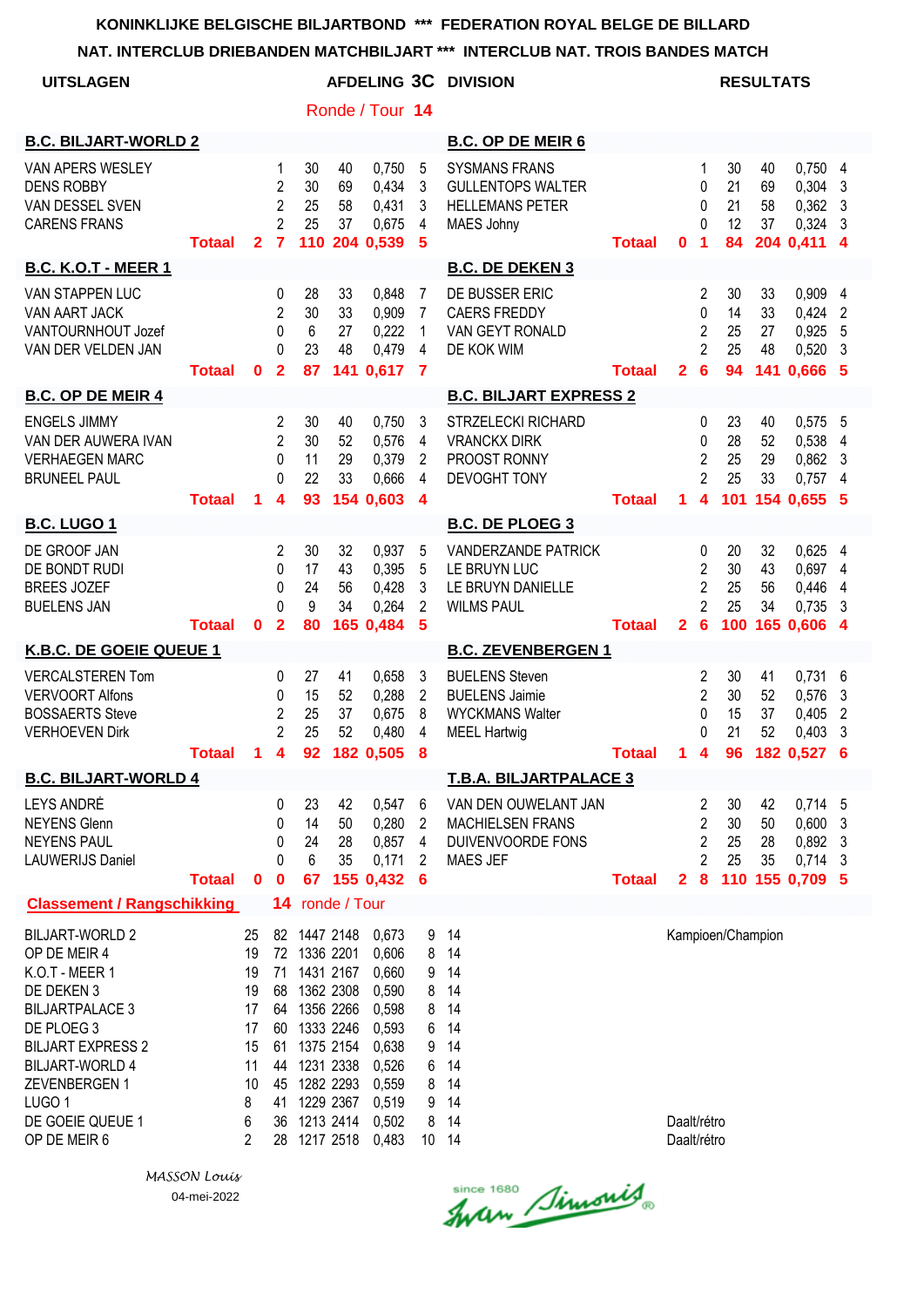**KONINKLIJKE BELGISCHE BILJARTBOND *** FEDERATION ROYAL BELGE DE BILLARD**

**NAT. INTERCLUB DRIEBANDEN MATCHBILJART *** INTERCLUB NAT. TROIS BANDES MATCH**

**UITSLAGEN** — **AFDELING 3C DIVISION** — **RESULTATS**

Ronde / Tour **14**

| B.C. BILJART-WORLD 2 | | | | | | | B.C. OP DE MEIR 6 | | | | | | |
|---|---|---|---|---|---|---|---|---|---|---|---|---|---|
| VAN APERS WESLEY | | 1 | 30 | 40 | 0,750 | 5 | SYSMANS FRANS | | 1 | 30 | 40 | 0,750 | 4 |
| DENS ROBBY | | 2 | 30 | 69 | 0,434 | 3 | GULLENTOPS WALTER | | 0 | 21 | 69 | 0,304 | 3 |
| VAN DESSEL SVEN | | 2 | 25 | 58 | 0,431 | 3 | HELLEMANS PETER | | 0 | 21 | 58 | 0,362 | 3 |
| CARENS FRANS | | 2 | 25 | 37 | 0,675 | 4 | MAES Johny | | 0 | 12 | 37 | 0,324 | 3 |
| **Totaal** | **2** | **7** | **110** | **204** | **0,539** | **5** | **Totaal** | **0** | **1** | **84** | **204** | **0,411** | **4** |

| B.C. K.O.T - MEER 1 | | | | | | | B.C. DE DEKEN 3 | | | | | | |
|---|---|---|---|---|---|---|---|---|---|---|---|---|---|
| VAN STAPPEN LUC | | 0 | 28 | 33 | 0,848 | 7 | DE BUSSER ERIC | | 2 | 30 | 33 | 0,909 | 4 |
| VAN AART JACK | | 2 | 30 | 33 | 0,909 | 7 | CAERS FREDDY | | 0 | 14 | 33 | 0,424 | 2 |
| VANTOURNHOUT Jozef | | 0 | 6 | 27 | 0,222 | 1 | VAN GEYT RONALD | | 2 | 25 | 27 | 0,925 | 5 |
| VAN DER VELDEN JAN | | 0 | 23 | 48 | 0,479 | 4 | DE KOK WIM | | 2 | 25 | 48 | 0,520 | 3 |
| **Totaal** | **0** | **2** | **87** | **141** | **0,617** | **7** | **Totaal** | **2** | **6** | **94** | **141** | **0,666** | **5** |

| B.C. OP DE MEIR 4 | | | | | | | B.C. BILJART EXPRESS 2 | | | | | | |
|---|---|---|---|---|---|---|---|---|---|---|---|---|---|
| ENGELS JIMMY | | 2 | 30 | 40 | 0,750 | 3 | STRZELECKI RICHARD | | 0 | 23 | 40 | 0,575 | 5 |
| VAN DER AUWERA IVAN | | 2 | 30 | 52 | 0,576 | 4 | VRANCKX DIRK | | 0 | 28 | 52 | 0,538 | 4 |
| VERHAEGEN MARC | | 0 | 11 | 29 | 0,379 | 2 | PROOST RONNY | | 2 | 25 | 29 | 0,862 | 3 |
| BRUNEEL PAUL | | 0 | 22 | 33 | 0,666 | 4 | DEVOGHT TONY | | 2 | 25 | 33 | 0,757 | 4 |
| **Totaal** | **1** | **4** | **93** | **154** | **0,603** | **4** | **Totaal** | **1** | **4** | **101** | **154** | **0,655** | **5** |

| B.C. LUGO 1 | | | | | | | B.C. DE PLOEG 3 | | | | | | |
|---|---|---|---|---|---|---|---|---|---|---|---|---|---|
| DE GROOF JAN | | 2 | 30 | 32 | 0,937 | 5 | VANDERZANDE PATRICK | | 0 | 20 | 32 | 0,625 | 4 |
| DE BONDT RUDI | | 0 | 17 | 43 | 0,395 | 5 | LE BRUYN LUC | | 2 | 30 | 43 | 0,697 | 4 |
| BREES JOZEF | | 0 | 24 | 56 | 0,428 | 3 | LE BRUYN DANIELLE | | 2 | 25 | 56 | 0,446 | 4 |
| BUELENS JAN | | 0 | 9 | 34 | 0,264 | 2 | WILMS PAUL | | 2 | 25 | 34 | 0,735 | 3 |
| **Totaal** | **0** | **2** | **80** | **165** | **0,484** | **5** | **Totaal** | **2** | **6** | **100** | **165** | **0,606** | **4** |

| K.B.C. DE GOEIE QUEUE 1 | | | | | | | B.C. ZEVENBERGEN 1 | | | | | | |
|---|---|---|---|---|---|---|---|---|---|---|---|---|---|
| VERCALSTEREN Tom | | 0 | 27 | 41 | 0,658 | 3 | BUELENS Steven | | 2 | 30 | 41 | 0,731 | 6 |
| VERVOORT Alfons | | 0 | 15 | 52 | 0,288 | 2 | BUELENS Jaimie | | 2 | 30 | 52 | 0,576 | 3 |
| BOSSAERTS Steve | | 2 | 25 | 37 | 0,675 | 8 | WYCKMANS Walter | | 0 | 15 | 37 | 0,405 | 2 |
| VERHOEVEN Dirk | | 2 | 25 | 52 | 0,480 | 4 | MEEL Hartwig | | 0 | 21 | 52 | 0,403 | 3 |
| **Totaal** | **1** | **4** | **92** | **182** | **0,505** | **8** | **Totaal** | **1** | **4** | **96** | **182** | **0,527** | **6** |

| B.C. BILJART-WORLD 4 | | | | | | | T.B.A. BILJARTPALACE 3 | | | | | | |
|---|---|---|---|---|---|---|---|---|---|---|---|---|---|
| LEYS ANDRÉ | | 0 | 23 | 42 | 0,547 | 6 | VAN DEN OUWELANT JAN | | 2 | 30 | 42 | 0,714 | 5 |
| NEYENS Glenn | | 0 | 14 | 50 | 0,280 | 2 | MACHIELSEN FRANS | | 2 | 30 | 50 | 0,600 | 3 |
| NEYENS PAUL | | 0 | 24 | 28 | 0,857 | 4 | DUIVENVOORDE FONS | | 2 | 25 | 28 | 0,892 | 3 |
| LAUWERIJS Daniel | | 0 | 6 | 35 | 0,171 | 2 | MAES JEF | | 2 | 25 | 35 | 0,714 | 3 |
| **Totaal** | **0** | **0** | **67** | **155** | **0,432** | **6** | **Totaal** | **2** | **8** | **110** | **155** | **0,709** | **5** |

**Classement / Rangschikking** — **14** ronde / Tour

| Team | | | | | | | | |
|---|---|---|---|---|---|---|---|---|
| BILJART-WORLD 2 | 25 | 82 | 1447 | 2148 | 0,673 | 9 | 14 | Kampioen/Champion |
| OP DE MEIR 4 | 19 | 72 | 1336 | 2201 | 0,606 | 8 | 14 | |
| K.O.T - MEER 1 | 19 | 71 | 1431 | 2167 | 0,660 | 9 | 14 | |
| DE DEKEN 3 | 19 | 68 | 1362 | 2308 | 0,590 | 8 | 14 | |
| BILJARTPALACE 3 | 17 | 64 | 1356 | 2266 | 0,598 | 8 | 14 | |
| DE PLOEG 3 | 17 | 60 | 1333 | 2246 | 0,593 | 6 | 14 | |
| BILJART EXPRESS 2 | 15 | 61 | 1375 | 2154 | 0,638 | 9 | 14 | |
| BILJART-WORLD 4 | 11 | 44 | 1231 | 2338 | 0,526 | 6 | 14 | |
| ZEVENBERGEN 1 | 10 | 45 | 1282 | 2293 | 0,559 | 8 | 14 | |
| LUGO 1 | 8 | 41 | 1229 | 2367 | 0,519 | 9 | 14 | |
| DE GOEIE QUEUE 1 | 6 | 36 | 1213 | 2414 | 0,502 | 8 | 14 | Daalt/rétro |
| OP DE MEIR 6 | 2 | 28 | 1217 | 2518 | 0,483 | 10 | 14 | Daalt/rétro |

*MASSON Louis*

04-mei-2022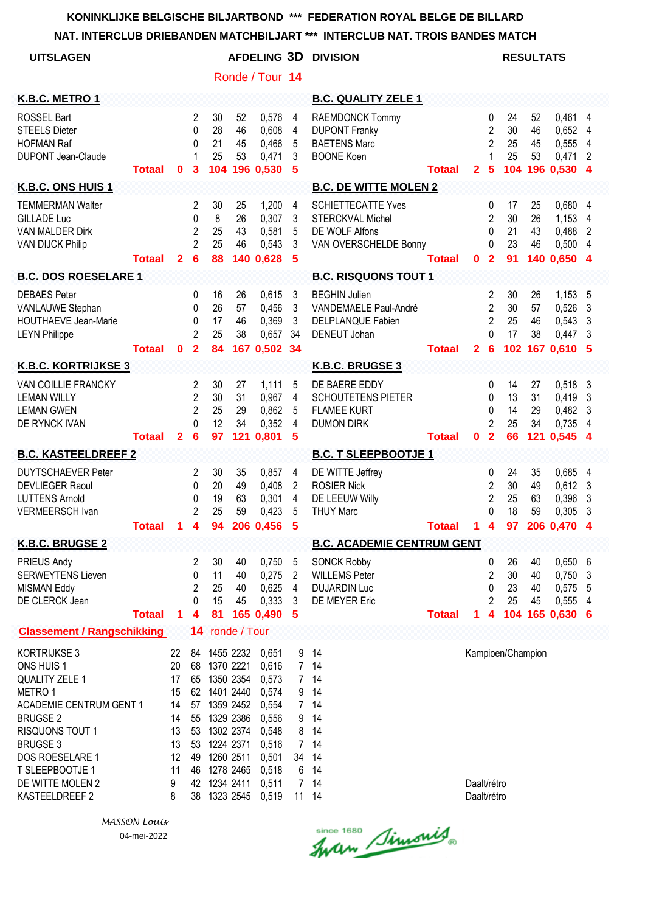**KONINKLIJKE BELGISCHE BILJARTBOND \*\*\* FEDERATION ROYAL BELGE DE BILLARD**

**NAT. INTERCLUB DRIEBANDEN MATCHBILJART \*\*\* INTERCLUB NAT. TROIS BANDES MATCH**

**UITSLAGEN** — **AFDELING 3D DIVISION** — **RESULTATS**

**Ronde / Tour 14**

| K.B.C. METRO 1 | | | | | | | B.C. QUALITY ZELE 1 | | | | | | |
|---|---|---|---|---|---|---|---|---|---|---|---|---|---|
| ROSSEL Bart | | 2 | 30 | 52 | 0,576 | 4 | RAEMDONCK Tommy | | 0 | 24 | 52 | 0,461 | 4 |
| STEELS Dieter | | 0 | 28 | 46 | 0,608 | 4 | DUPONT Franky | | 2 | 30 | 46 | 0,652 | 4 |
| HOFMAN Raf | | 0 | 21 | 45 | 0,466 | 5 | BAETENS Marc | | 2 | 25 | 45 | 0,555 | 4 |
| DUPONT Jean-Claude | | 1 | 25 | 53 | 0,471 | 3 | BOONE Koen | | 1 | 25 | 53 | 0,471 | 2 |
| **Totaal** | **0** | **3** | **104** | **196** | **0,530** | **5** | **Totaal** | **2** | **5** | **104** | **196** | **0,530** | **4** |

| K.B.C. ONS HUIS 1 | | | | | | | B.C. DE WITTE MOLEN 2 | | | | | | |
|---|---|---|---|---|---|---|---|---|---|---|---|---|---|
| TEMMERMAN Walter | | 2 | 30 | 25 | 1,200 | 4 | SCHIETTECATTE Yves | | 0 | 17 | 25 | 0,680 | 4 |
| GILLADE Luc | | 0 | 8 | 26 | 0,307 | 3 | STERCKVAL Michel | | 2 | 30 | 26 | 1,153 | 4 |
| VAN MALDER Dirk | | 2 | 25 | 43 | 0,581 | 5 | DE WOLF Alfons | | 0 | 21 | 43 | 0,488 | 2 |
| VAN DIJCK Philip | | 2 | 25 | 46 | 0,543 | 3 | VAN OVERSCHELDE Bonny | | 0 | 23 | 46 | 0,500 | 4 |
| **Totaal** | **2** | **6** | **88** | **140** | **0,628** | **5** | **Totaal** | **0** | **2** | **91** | **140** | **0,650** | **4** |

| B.C. DOS ROESELARE 1 | | | | | | | B.C. RISQUONS TOUT 1 | | | | | | |
|---|---|---|---|---|---|---|---|---|---|---|---|---|---|
| DEBAES Peter | | 0 | 16 | 26 | 0,615 | 3 | BEGHIN Julien | | 2 | 30 | 26 | 1,153 | 5 |
| VANLAUWE Stephan | | 0 | 26 | 57 | 0,456 | 3 | VANDEMAELE Paul-André | | 2 | 30 | 57 | 0,526 | 3 |
| HOUTHAEVE Jean-Marie | | 0 | 17 | 46 | 0,369 | 3 | DELPLANQUE Fabien | | 2 | 25 | 46 | 0,543 | 3 |
| LEYN Philippe | | 2 | 25 | 38 | 0,657 | 34 | DENEUT Johan | | 0 | 17 | 38 | 0,447 | 3 |
| **Totaal** | **0** | **2** | **84** | **167** | **0,502** | **34** | **Totaal** | **2** | **6** | **102** | **167** | **0,610** | **5** |

| K.B.C. KORTRIJKSE 3 | | | | | | | K.B.C. BRUGSE 3 | | | | | | |
|---|---|---|---|---|---|---|---|---|---|---|---|---|---|
| VAN COILLIE FRANCKY | | 2 | 30 | 27 | 1,111 | 5 | DE BAERE EDDY | | 0 | 14 | 27 | 0,518 | 3 |
| LEMAN WILLY | | 2 | 30 | 31 | 0,967 | 4 | SCHOUTETENS PIETER | | 0 | 13 | 31 | 0,419 | 3 |
| LEMAN GWEN | | 2 | 25 | 29 | 0,862 | 5 | FLAMEE KURT | | 0 | 14 | 29 | 0,482 | 3 |
| DE RYNCK IVAN | | 0 | 12 | 34 | 0,352 | 4 | DUMON DIRK | | 2 | 25 | 34 | 0,735 | 4 |
| **Totaal** | **2** | **6** | **97** | **121** | **0,801** | **5** | **Totaal** | **0** | **2** | **66** | **121** | **0,545** | **4** |

| B.C. KASTEELDREEF 2 | | | | | | | B.C. T SLEEPBOOTJE 1 | | | | | | |
|---|---|---|---|---|---|---|---|---|---|---|---|---|---|
| DUYTSCHAEVER Peter | | 2 | 30 | 35 | 0,857 | 4 | DE WITTE Jeffrey | | 0 | 24 | 35 | 0,685 | 4 |
| DEVLIEGER Raoul | | 0 | 20 | 49 | 0,408 | 2 | ROSIER Nick | | 2 | 30 | 49 | 0,612 | 3 |
| LUTTENS Arnold | | 0 | 19 | 63 | 0,301 | 4 | DE LEEUW Willy | | 2 | 25 | 63 | 0,396 | 3 |
| VERMEERSCH Ivan | | 2 | 25 | 59 | 0,423 | 5 | THUY Marc | | 0 | 18 | 59 | 0,305 | 3 |
| **Totaal** | **1** | **4** | **94** | **206** | **0,456** | **5** | **Totaal** | **1** | **4** | **97** | **206** | **0,470** | **4** |

| K.B.C. BRUGSE 2 | | | | | | | B.C. ACADEMIE CENTRUM GENT | | | | | | |
|---|---|---|---|---|---|---|---|---|---|---|---|---|---|
| PRIEUS Andy | | 2 | 30 | 40 | 0,750 | 5 | SONCK Robby | | 0 | 26 | 40 | 0,650 | 6 |
| SERWEYTENS Lieven | | 0 | 11 | 40 | 0,275 | 2 | WILLEMS Peter | | 2 | 30 | 40 | 0,750 | 3 |
| MISMAN Eddy | | 2 | 25 | 40 | 0,625 | 4 | DUJARDIN Luc | | 0 | 23 | 40 | 0,575 | 5 |
| DE CLERCK Jean | | 0 | 15 | 45 | 0,333 | 3 | DE MEYER Eric | | 2 | 25 | 45 | 0,555 | 4 |
| **Totaal** | **1** | **4** | **81** | **165** | **0,490** | **5** | **Totaal** | **1** | **4** | **104** | **165** | **0,630** | **6** |

**Classement / Rangschikking** — **14** ronde / Tour

| | | | | | | | | |
|---|---|---|---|---|---|---|---|---|
| KORTRIJKSE 3 | 22 | 84 | 1455 | 2232 | 0,651 | 9 | 14 | Kampioen/Champion |
| ONS HUIS 1 | 20 | 68 | 1370 | 2221 | 0,616 | 7 | 14 | |
| QUALITY ZELE 1 | 17 | 65 | 1350 | 2354 | 0,573 | 7 | 14 | |
| METRO 1 | 15 | 62 | 1401 | 2440 | 0,574 | 9 | 14 | |
| ACADEMIE CENTRUM GENT 1 | 14 | 57 | 1359 | 2452 | 0,554 | 7 | 14 | |
| BRUGSE 2 | 14 | 55 | 1329 | 2386 | 0,556 | 9 | 14 | |
| RISQUONS TOUT 1 | 13 | 53 | 1302 | 2374 | 0,548 | 8 | 14 | |
| BRUGSE 3 | 13 | 53 | 1224 | 2371 | 0,516 | 7 | 14 | |
| DOS ROESELARE 1 | 12 | 49 | 1260 | 2511 | 0,501 | 34 | 14 | |
| T SLEEPBOOTJE 1 | 11 | 46 | 1278 | 2465 | 0,518 | 6 | 14 | |
| DE WITTE MOLEN 2 | 9 | 42 | 1234 | 2411 | 0,511 | 7 | 14 | Daalt/rétro |
| KASTEELDREEF 2 | 8 | 38 | 1323 | 2545 | 0,519 | 11 | 14 | Daalt/rétro |

*MASSON Louis*

04-mei-2022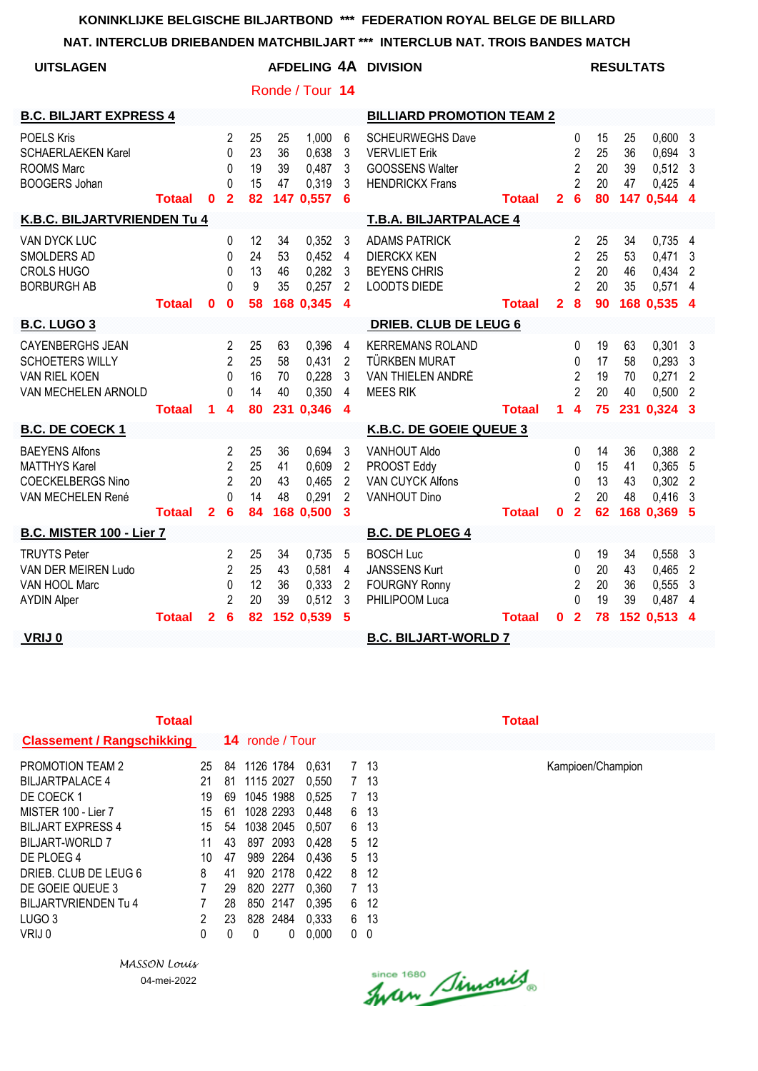KONINKLIJKE BELGISCHE BILJARTBOND *** FEDERATION ROYAL BELGE DE BILLARD

NAT. INTERCLUB DRIEBANDEN MATCHBILJART *** INTERCLUB NAT. TROIS BANDES MATCH

**UITSLAGEN** — **AFDELING 4A DIVISION** — **RESULTATS**

Ronde / Tour **14**

| B.C. BILJART EXPRESS 4 | | | | | | | BILLIARD PROMOTION TEAM 2 | | | | | | |
|---|---|---|---|---|---|---|---|---|---|---|---|---|---|
| POELS Kris | | 2 | 25 | 25 | 1,000 | 6 | SCHEURWEGHS Dave | | 0 | 15 | 25 | 0,600 | 3 |
| SCHAERLAEKEN Karel | | 0 | 23 | 36 | 0,638 | 3 | VERVLIET Erik | | 2 | 25 | 36 | 0,694 | 3 |
| ROOMS Marc | | 0 | 19 | 39 | 0,487 | 3 | GOOSSENS Walter | | 2 | 20 | 39 | 0,512 | 3 |
| BOOGERS Johan | | 0 | 15 | 47 | 0,319 | 3 | HENDRICKX Frans | | 2 | 20 | 47 | 0,425 | 4 |
| **Totaal** | **0** | **2** | **82** | **147** | **0,557** | **6** | **Totaal** | **2** | **6** | **80** | **147** | **0,544** | **4** |

| K.B.C. BILJARTVRIENDEN Tu 4 | | | | | | | T.B.A. BILJARTPALACE 4 | | | | | | |
|---|---|---|---|---|---|---|---|---|---|---|---|---|---|
| VAN DYCK LUC | | 0 | 12 | 34 | 0,352 | 3 | ADAMS PATRICK | | 2 | 25 | 34 | 0,735 | 4 |
| SMOLDERS AD | | 0 | 24 | 53 | 0,452 | 4 | DIERCKX KEN | | 2 | 25 | 53 | 0,471 | 3 |
| CROLS HUGO | | 0 | 13 | 46 | 0,282 | 3 | BEYENS CHRIS | | 2 | 20 | 46 | 0,434 | 2 |
| BORBURGH AB | | 0 | 9 | 35 | 0,257 | 2 | LOODTS DIEDE | | 2 | 20 | 35 | 0,571 | 4 |
| **Totaal** | **0** | **0** | **58** | **168** | **0,345** | **4** | **Totaal** | **2** | **8** | **90** | **168** | **0,535** | **4** |

| B.C. LUGO 3 | | | | | | | DRIEB. CLUB DE LEUG 6 | | | | | | |
|---|---|---|---|---|---|---|---|---|---|---|---|---|---|
| CAYENBERGHS JEAN | | 2 | 25 | 63 | 0,396 | 4 | KERREMANS ROLAND | | 0 | 19 | 63 | 0,301 | 3 |
| SCHOETERS WILLY | | 2 | 25 | 58 | 0,431 | 2 | TÜRKBEN MURAT | | 0 | 17 | 58 | 0,293 | 3 |
| VAN RIEL KOEN | | 0 | 16 | 70 | 0,228 | 3 | VAN THIELEN ANDRÉ | | 2 | 19 | 70 | 0,271 | 2 |
| VAN MECHELEN ARNOLD | | 0 | 14 | 40 | 0,350 | 4 | MEES RIK | | 2 | 20 | 40 | 0,500 | 2 |
| **Totaal** | **1** | **4** | **80** | **231** | **0,346** | **4** | **Totaal** | **1** | **4** | **75** | **231** | **0,324** | **3** |

| B.C. DE COECK 1 | | | | | | | K.B.C. DE GOEIE QUEUE 3 | | | | | | |
|---|---|---|---|---|---|---|---|---|---|---|---|---|---|
| BAEYENS Alfons | | 2 | 25 | 36 | 0,694 | 3 | VANHOUT Aldo | | 0 | 14 | 36 | 0,388 | 2 |
| MATTHYS Karel | | 2 | 25 | 41 | 0,609 | 2 | PROOST Eddy | | 0 | 15 | 41 | 0,365 | 5 |
| COECKELBERGS Nino | | 2 | 20 | 43 | 0,465 | 2 | VAN CUYCK Alfons | | 0 | 13 | 43 | 0,302 | 2 |
| VAN MECHELEN René | | 0 | 14 | 48 | 0,291 | 2 | VANHOUT Dino | | 2 | 20 | 48 | 0,416 | 3 |
| **Totaal** | **2** | **6** | **84** | **168** | **0,500** | **3** | **Totaal** | **0** | **2** | **62** | **168** | **0,369** | **5** |

| B.C. MISTER 100 - Lier 7 | | | | | | | B.C. DE PLOEG 4 | | | | | | |
|---|---|---|---|---|---|---|---|---|---|---|---|---|---|
| TRUYTS Peter | | 2 | 25 | 34 | 0,735 | 5 | BOSCH Luc | | 0 | 19 | 34 | 0,558 | 3 |
| VAN DER MEIREN Ludo | | 2 | 25 | 43 | 0,581 | 4 | JANSSENS Kurt | | 0 | 20 | 43 | 0,465 | 2 |
| VAN HOOL Marc | | 0 | 12 | 36 | 0,333 | 2 | FOURGNY Ronny | | 2 | 20 | 36 | 0,555 | 3 |
| AYDIN Alper | | 2 | 20 | 39 | 0,512 | 3 | PHILIPOOM Luca | | 0 | 19 | 39 | 0,487 | 4 |
| **Totaal** | **2** | **6** | **82** | **152** | **0,539** | **5** | **Totaal** | **0** | **2** | **78** | **152** | **0,513** | **4** |

| VRIJ 0 | B.C. BILJART-WORLD 7 |
|---|---|

**Classement / Rangschikking** — **14** ronde / Tour

| Team | | | | | | | |
|---|---|---|---|---|---|---|---|
| PROMOTION TEAM 2 | 25 | 84 | 1126 | 1784 | 0,631 | 7 | 13 |
| BILJARTPALACE 4 | 21 | 81 | 1115 | 2027 | 0,550 | 7 | 13 |
| DE COECK 1 | 19 | 69 | 1045 | 1988 | 0,525 | 7 | 13 |
| MISTER 100 - Lier 7 | 15 | 61 | 1028 | 2293 | 0,448 | 6 | 13 |
| BILJART EXPRESS 4 | 15 | 54 | 1038 | 2045 | 0,507 | 6 | 13 |
| BILJART-WORLD 7 | 11 | 43 | 897 | 2093 | 0,428 | 5 | 12 |
| DE PLOEG 4 | 10 | 47 | 989 | 2264 | 0,436 | 5 | 13 |
| DRIEB. CLUB DE LEUG 6 | 8 | 41 | 920 | 2178 | 0,422 | 8 | 12 |
| DE GOEIE QUEUE 3 | 7 | 29 | 820 | 2277 | 0,360 | 7 | 13 |
| BILJARTVRIENDEN Tu 4 | 7 | 28 | 850 | 2147 | 0,395 | 6 | 12 |
| LUGO 3 | 2 | 23 | 828 | 2484 | 0,333 | 6 | 13 |
| VRIJ 0 | 0 | 0 | 0 | 0 | 0,000 | 0 | 0 |

Kampioen/Champion

*MASSON Louis*

04-mei-2022

since 1680 Iwan Simonis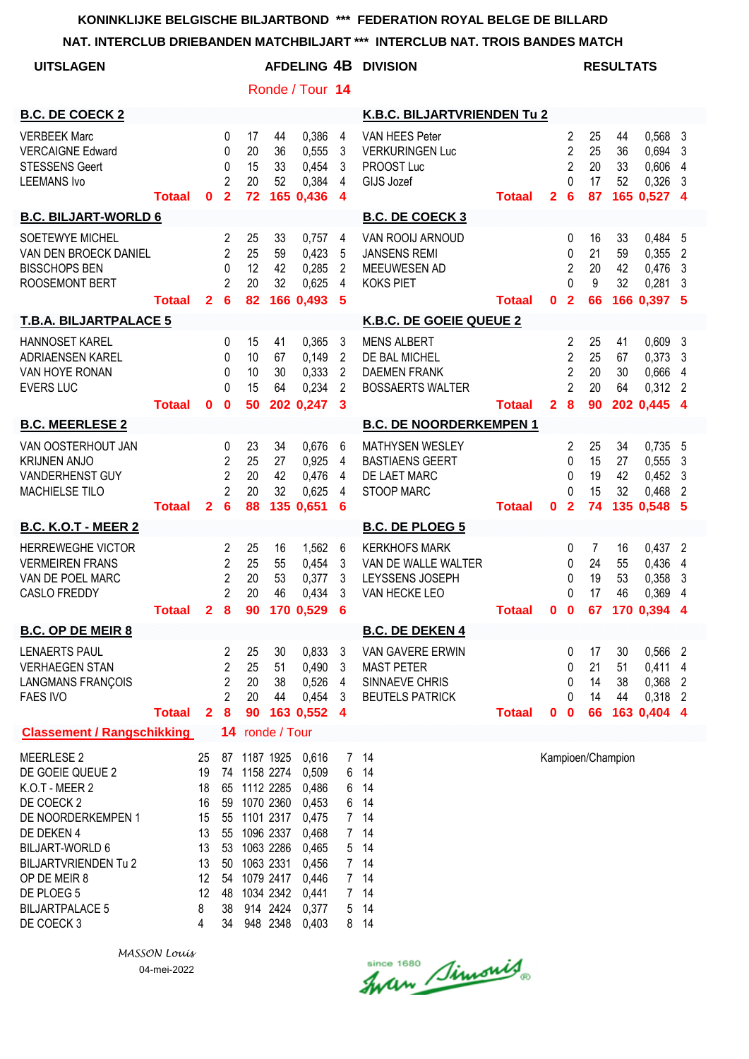**KONINKLIJKE BELGISCHE BILJARTBOND *** FEDERATION ROYAL BELGE DE BILLARD**

**NAT. INTERCLUB DRIEBANDEN MATCHBILJART *** INTERCLUB NAT. TROIS BANDES MATCH**

**UITSLAGEN** — **AFDELING 4B DIVISION** — **RESULTATS**

Ronde / Tour **14**

| B.C. DE COECK 2 | | | | | | | K.B.C. BILJARTVRIENDEN Tu 2 | | | | | | |
|---|---|---|---|---|---|---|---|---|---|---|---|---|---|
| VERBEEK Marc | | 0 | 17 | 44 | 0,386 | 4 | VAN HEES Peter | | 2 | 25 | 44 | 0,568 | 3 |
| VERCAIGNE Edward | | 0 | 20 | 36 | 0,555 | 3 | VERKURINGEN Luc | | 2 | 25 | 36 | 0,694 | 3 |
| STESSENS Geert | | 0 | 15 | 33 | 0,454 | 3 | PROOST Luc | | 2 | 20 | 33 | 0,606 | 4 |
| LEEMANS Ivo | | 2 | 20 | 52 | 0,384 | 4 | GIJS Jozef | | 0 | 17 | 52 | 0,326 | 3 |
| **Totaal** | **0** | **2** | **72** | **165** | **0,436** | **4** | **Totaal** | **2** | **6** | **87** | **165** | **0,527** | **4** |

| B.C. BILJART-WORLD 6 | | | | | | | B.C. DE COECK 3 | | | | | | |
|---|---|---|---|---|---|---|---|---|---|---|---|---|---|
| SOETEWYE MICHEL | | 2 | 25 | 33 | 0,757 | 4 | VAN ROOIJ ARNOUD | | 0 | 16 | 33 | 0,484 | 5 |
| VAN DEN BROECK DANIEL | | 2 | 25 | 59 | 0,423 | 5 | JANSENS REMI | | 0 | 21 | 59 | 0,355 | 2 |
| BISSCHOPS BEN | | 0 | 12 | 42 | 0,285 | 2 | MEEUWESEN AD | | 2 | 20 | 42 | 0,476 | 3 |
| ROOSEMONT BERT | | 2 | 20 | 32 | 0,625 | 4 | KOKS PIET | | 0 | 9 | 32 | 0,281 | 3 |
| **Totaal** | **2** | **6** | **82** | **166** | **0,493** | **5** | **Totaal** | **0** | **2** | **66** | **166** | **0,397** | **5** |

| T.B.A. BILJARTPALACE 5 | | | | | | | K.B.C. DE GOEIE QUEUE 2 | | | | | | |
|---|---|---|---|---|---|---|---|---|---|---|---|---|---|
| HANNOSET KAREL | | 0 | 15 | 41 | 0,365 | 3 | MENS ALBERT | | 2 | 25 | 41 | 0,609 | 3 |
| ADRIAENSEN KAREL | | 0 | 10 | 67 | 0,149 | 2 | DE BAL MICHEL | | 2 | 25 | 67 | 0,373 | 3 |
| VAN HOYE RONAN | | 0 | 10 | 30 | 0,333 | 2 | DAEMEN FRANK | | 2 | 20 | 30 | 0,666 | 4 |
| EVERS LUC | | 0 | 15 | 64 | 0,234 | 2 | BOSSAERTS WALTER | | 2 | 20 | 64 | 0,312 | 2 |
| **Totaal** | **0** | **0** | **50** | **202** | **0,247** | **3** | **Totaal** | **2** | **8** | **90** | **202** | **0,445** | **4** |

| B.C. MEERLESE 2 | | | | | | | B.C. DE NOORDERKEMPEN 1 | | | | | | |
|---|---|---|---|---|---|---|---|---|---|---|---|---|---|
| VAN OOSTERHOUT JAN | | 0 | 23 | 34 | 0,676 | 6 | MATHYSEN WESLEY | | 2 | 25 | 34 | 0,735 | 5 |
| KRIJNEN ANJO | | 2 | 25 | 27 | 0,925 | 4 | BASTIAENS GEERT | | 0 | 15 | 27 | 0,555 | 3 |
| VANDERHENST GUY | | 2 | 20 | 42 | 0,476 | 4 | DE LAET MARC | | 0 | 19 | 42 | 0,452 | 3 |
| MACHIELSE TILO | | 2 | 20 | 32 | 0,625 | 4 | STOOP MARC | | 0 | 15 | 32 | 0,468 | 2 |
| **Totaal** | **2** | **6** | **88** | **135** | **0,651** | **6** | **Totaal** | **0** | **2** | **74** | **135** | **0,548** | **5** |

| B.C. K.O.T - MEER 2 | | | | | | | B.C. DE PLOEG 5 | | | | | | |
|---|---|---|---|---|---|---|---|---|---|---|---|---|---|
| HERREWEGHE VICTOR | | 2 | 25 | 16 | 1,562 | 6 | KERKHOFS MARK | | 0 | 7 | 16 | 0,437 | 2 |
| VERMEIREN FRANS | | 2 | 25 | 55 | 0,454 | 3 | VAN DE WALLE WALTER | | 0 | 24 | 55 | 0,436 | 4 |
| VAN DE POEL MARC | | 2 | 20 | 53 | 0,377 | 3 | LEYSSENS JOSEPH | | 0 | 19 | 53 | 0,358 | 3 |
| CASLO FREDDY | | 2 | 20 | 46 | 0,434 | 3 | VAN HECKE LEO | | 0 | 17 | 46 | 0,369 | 4 |
| **Totaal** | **2** | **8** | **90** | **170** | **0,529** | **6** | **Totaal** | **0** | **0** | **67** | **170** | **0,394** | **4** |

| B.C. OP DE MEIR 8 | | | | | | | B.C. DE DEKEN 4 | | | | | | |
|---|---|---|---|---|---|---|---|---|---|---|---|---|---|
| LENAERTS PAUL | | 2 | 25 | 30 | 0,833 | 3 | VAN GAVERE ERWIN | | 0 | 17 | 30 | 0,566 | 2 |
| VERHAEGEN STAN | | 2 | 25 | 51 | 0,490 | 3 | MAST PETER | | 0 | 21 | 51 | 0,411 | 4 |
| LANGMANS FRANÇOIS | | 2 | 20 | 38 | 0,526 | 4 | SINNAEVE CHRIS | | 0 | 14 | 38 | 0,368 | 2 |
| FAES IVO | | 2 | 20 | 44 | 0,454 | 3 | BEUTELS PATRICK | | 0 | 14 | 44 | 0,318 | 2 |
| **Totaal** | **2** | **8** | **90** | **163** | **0,552** | **4** | **Totaal** | **0** | **0** | **66** | **163** | **0,404** | **4** |

**Classement / Rangschikking** **14** ronde / Tour

| | | | | | | | | |
|---|---|---|---|---|---|---|---|---|
| MEERLESE 2 | 25 | 87 | 1187 | 1925 | 0,616 | 7 | 14 | Kampioen/Champion |
| DE GOEIE QUEUE 2 | 19 | 74 | 1158 | 2274 | 0,509 | 6 | 14 | |
| K.O.T - MEER 2 | 18 | 65 | 1112 | 2285 | 0,486 | 6 | 14 | |
| DE COECK 2 | 16 | 59 | 1070 | 2360 | 0,453 | 6 | 14 | |
| DE NOORDERKEMPEN 1 | 15 | 55 | 1101 | 2317 | 0,475 | 7 | 14 | |
| DE DEKEN 4 | 13 | 55 | 1096 | 2337 | 0,468 | 7 | 14 | |
| BILJART-WORLD 6 | 13 | 53 | 1063 | 2286 | 0,465 | 5 | 14 | |
| BILJARTVRIENDEN Tu 2 | 13 | 50 | 1063 | 2331 | 0,456 | 7 | 14 | |
| OP DE MEIR 8 | 12 | 54 | 1079 | 2417 | 0,446 | 7 | 14 | |
| DE PLOEG 5 | 12 | 48 | 1034 | 2342 | 0,441 | 7 | 14 | |
| BILJARTPALACE 5 | 8 | 38 | 914 | 2424 | 0,377 | 5 | 14 | |
| DE COECK 3 | 4 | 34 | 948 | 2348 | 0,403 | 8 | 14 | |

*MASSON Louis*

04-mei-2022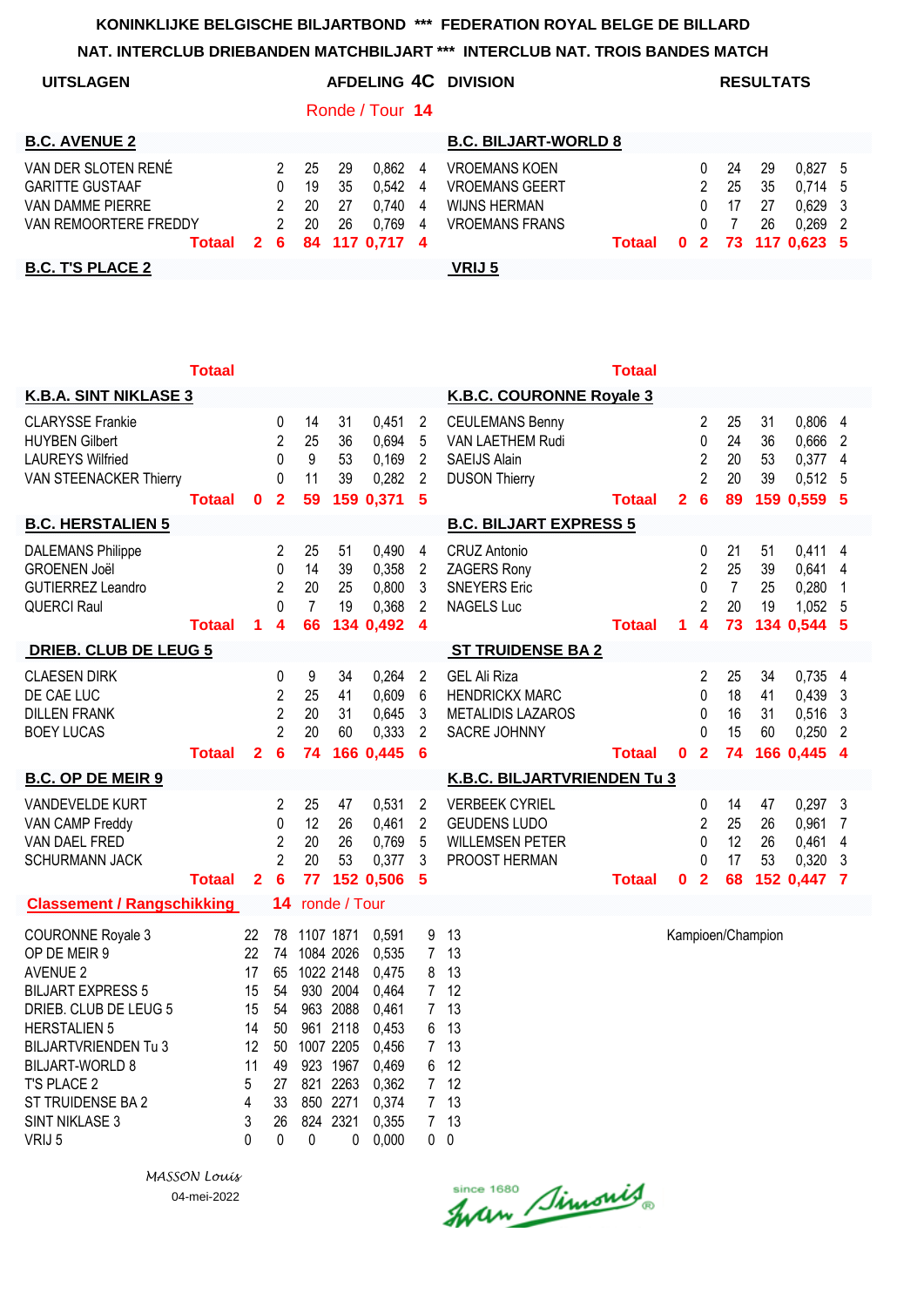**KONINKLIJKE BELGISCHE BILJARTBOND \*\*\* FEDERATION ROYAL BELGE DE BILLARD**

**NAT. INTERCLUB DRIEBANDEN MATCHBILJART \*\*\* INTERCLUB NAT. TROIS BANDES MATCH**

**UITSLAGEN** — **AFDELING 4C DIVISION** — **RESULTATS**

Ronde / Tour **14**

| B.C. AVENUE 2 | | | | | | | B.C. BILJART-WORLD 8 | | | | | | |
|---|---|---|---|---|---|---|---|---|---|---|---|---|---|
| VAN DER SLOTEN RENÉ | | 2 | 25 | 29 | 0,862 | 4 | VROEMANS KOEN | | 0 | 24 | 29 | 0,827 | 5 |
| GARITTE GUSTAAF | | 0 | 19 | 35 | 0,542 | 4 | VROEMANS GEERT | | 2 | 25 | 35 | 0,714 | 5 |
| VAN DAMME PIERRE | | 2 | 20 | 27 | 0,740 | 4 | WIJNS HERMAN | | 0 | 17 | 27 | 0,629 | 3 |
| VAN REMOORTERE FREDDY | | 2 | 20 | 26 | 0,769 | 4 | VROEMANS FRANS | | 0 | 7 | 26 | 0,269 | 2 |
| **Totaal** | **2** | **6** | **84** | **117** | **0,717** | **4** | **Totaal** | **0** | **2** | **73** | **117** | **0,623** | **5** |

| B.C. T'S PLACE 2 | | | | | | | VRIJ 5 | | | | | | |
|---|---|---|---|---|---|---|---|---|---|---|---|---|---|
| **Totaal** | | | | | | | **Totaal** | | | | | | |

| K.B.A. SINT NIKLASE 3 | | | | | | | K.B.C. COURONNE Royale 3 | | | | | | |
|---|---|---|---|---|---|---|---|---|---|---|---|---|---|
| CLARYSSE Frankie | | 0 | 14 | 31 | 0,451 | 2 | CEULEMANS Benny | | 2 | 25 | 31 | 0,806 | 4 |
| HUYBEN Gilbert | | 2 | 25 | 36 | 0,694 | 5 | VAN LAETHEM Rudi | | 0 | 24 | 36 | 0,666 | 2 |
| LAUREYS Wilfried | | 0 | 9 | 53 | 0,169 | 2 | SAEIJS Alain | | 2 | 20 | 53 | 0,377 | 4 |
| VAN STEENACKER Thierry | | 0 | 11 | 39 | 0,282 | 2 | DUSON Thierry | | 2 | 20 | 39 | 0,512 | 5 |
| **Totaal** | **0** | **2** | **59** | **159** | **0,371** | **5** | **Totaal** | **2** | **6** | **89** | **159** | **0,559** | **5** |

| B.C. HERSTALIEN 5 | | | | | | | B.C. BILJART EXPRESS 5 | | | | | | |
|---|---|---|---|---|---|---|---|---|---|---|---|---|---|
| DALEMANS Philippe | | 2 | 25 | 51 | 0,490 | 4 | CRUZ Antonio | | 0 | 21 | 51 | 0,411 | 4 |
| GROENEN Joël | | 0 | 14 | 39 | 0,358 | 2 | ZAGERS Rony | | 2 | 25 | 39 | 0,641 | 4 |
| GUTIERREZ Leandro | | 2 | 20 | 25 | 0,800 | 3 | SNEYERS Eric | | 0 | 7 | 25 | 0,280 | 1 |
| QUERCI Raul | | 0 | 7 | 19 | 0,368 | 2 | NAGELS Luc | | 2 | 20 | 19 | 1,052 | 5 |
| **Totaal** | **1** | **4** | **66** | **134** | **0,492** | **4** | **Totaal** | **1** | **4** | **73** | **134** | **0,544** | **5** |

| DRIEB. CLUB DE LEUG 5 | | | | | | | ST TRUIDENSE BA 2 | | | | | | |
|---|---|---|---|---|---|---|---|---|---|---|---|---|---|
| CLAESEN DIRK | | 0 | 9 | 34 | 0,264 | 2 | GEL Ali Riza | | 2 | 25 | 34 | 0,735 | 4 |
| DE CAE LUC | | 2 | 25 | 41 | 0,609 | 6 | HENDRICKX MARC | | 0 | 18 | 41 | 0,439 | 3 |
| DILLEN FRANK | | 2 | 20 | 31 | 0,645 | 3 | METALIDIS LAZAROS | | 0 | 16 | 31 | 0,516 | 3 |
| BOEY LUCAS | | 2 | 20 | 60 | 0,333 | 2 | SACRE JOHNNY | | 0 | 15 | 60 | 0,250 | 2 |
| **Totaal** | **2** | **6** | **74** | **166** | **0,445** | **6** | **Totaal** | **0** | **2** | **74** | **166** | **0,445** | **4** |

| B.C. OP DE MEIR 9 | | | | | | | K.B.C. BILJARTVRIENDEN Tu 3 | | | | | | |
|---|---|---|---|---|---|---|---|---|---|---|---|---|---|
| VANDEVELDE KURT | | 2 | 25 | 47 | 0,531 | 2 | VERBEEK CYRIEL | | 0 | 14 | 47 | 0,297 | 3 |
| VAN CAMP Freddy | | 0 | 12 | 26 | 0,461 | 2 | GEUDENS LUDO | | 2 | 25 | 26 | 0,961 | 7 |
| VAN DAEL FRED | | 2 | 20 | 26 | 0,769 | 5 | WILLEMSEN PETER | | 0 | 12 | 26 | 0,461 | 4 |
| SCHURMANN JACK | | 2 | 20 | 53 | 0,377 | 3 | PROOST HERMAN | | 0 | 17 | 53 | 0,320 | 3 |
| **Totaal** | **2** | **6** | **77** | **152** | **0,506** | **5** | **Totaal** | **0** | **2** | **68** | **152** | **0,447** | **7** |

**Classement / Rangschikking** — **14** ronde / Tour

| | | | | | | | | |
|---|---|---|---|---|---|---|---|---|
| COURONNE Royale 3 | 22 | 78 | 1107 | 1871 | 0,591 | 9 | 13 | Kampioen/Champion |
| OP DE MEIR 9 | 22 | 74 | 1084 | 2026 | 0,535 | 7 | 13 | |
| AVENUE 2 | 17 | 65 | 1022 | 2148 | 0,475 | 8 | 13 | |
| BILJART EXPRESS 5 | 15 | 54 | 930 | 2004 | 0,464 | 7 | 12 | |
| DRIEB. CLUB DE LEUG 5 | 15 | 54 | 963 | 2088 | 0,461 | 7 | 13 | |
| HERSTALIEN 5 | 14 | 50 | 961 | 2118 | 0,453 | 6 | 13 | |
| BILJARTVRIENDEN Tu 3 | 12 | 50 | 1007 | 2205 | 0,456 | 7 | 13 | |
| BILJART-WORLD 8 | 11 | 49 | 923 | 1967 | 0,469 | 6 | 12 | |
| T'S PLACE 2 | 5 | 27 | 821 | 2263 | 0,362 | 7 | 12 | |
| ST TRUIDENSE BA 2 | 4 | 33 | 850 | 2271 | 0,374 | 7 | 13 | |
| SINT NIKLASE 3 | 3 | 26 | 824 | 2321 | 0,355 | 7 | 13 | |
| VRIJ 5 | 0 | 0 | 0 | 0 | 0,000 | 0 | 0 | |

*MASSON Louis*

04-mei-2022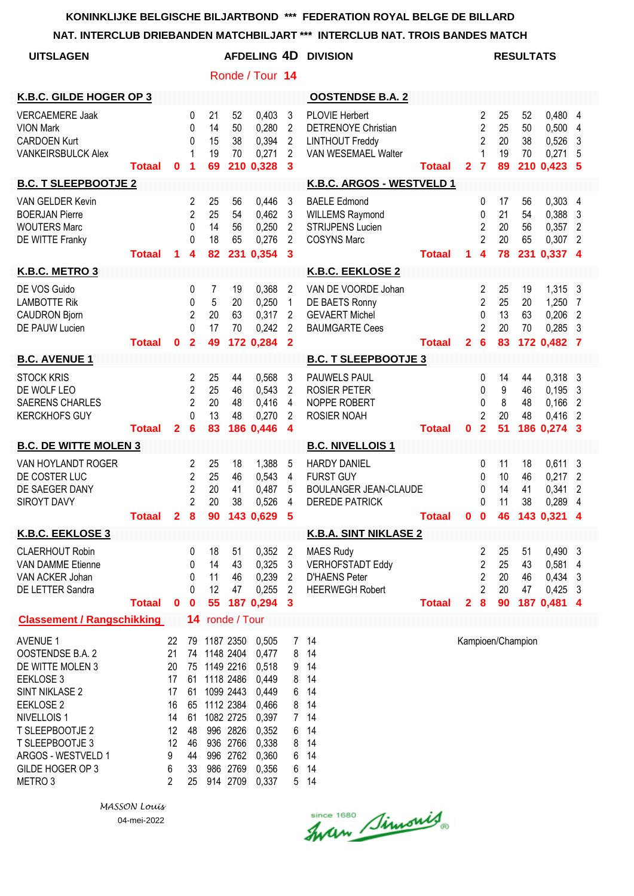KONINKLIJKE BELGISCHE BILJARTBOND *** FEDERATION ROYAL BELGE DE BILLARD

NAT. INTERCLUB DRIEBANDEN MATCHBILJART *** INTERCLUB NAT. TROIS BANDES MATCH

**UITSLAGEN** — AFDELING 4D DIVISION — **RESULTATS**

Ronde / Tour **14**

| K.B.C. GILDE HOGER OP 3 | | | | | | | OOSTENDSE B.A. 2 | | | | | | |
|---|---|---|---|---|---|---|---|---|---|---|---|---|---|
| VERCAEMERE Jaak | | 0 | 21 | 52 | 0,403 | 3 | PLOVIE Herbert | | 2 | 25 | 52 | 0,480 | 4 |
| VION Mark | | 0 | 14 | 50 | 0,280 | 2 | DETRENOYE Christian | | 2 | 25 | 50 | 0,500 | 4 |
| CARDOEN Kurt | | 0 | 15 | 38 | 0,394 | 2 | LINTHOUT Freddy | | 2 | 20 | 38 | 0,526 | 3 |
| VANKEIRSBULCK Alex | | 1 | 19 | 70 | 0,271 | 2 | VAN WESEMAEL Walter | | 1 | 19 | 70 | 0,271 | 5 |
| **Totaal** | **0** | **1** | **69** | **210** | **0,328** | **3** | **Totaal** | **2** | **7** | **89** | **210** | **0,423** | **5** |

| B.C. T SLEEPBOOTJE 2 | | | | | | | K.B.C. ARGOS - WESTVELD 1 | | | | | | |
|---|---|---|---|---|---|---|---|---|---|---|---|---|---|
| VAN GELDER Kevin | | 2 | 25 | 56 | 0,446 | 3 | BAELE Edmond | | 0 | 17 | 56 | 0,303 | 4 |
| BOERJAN Pierre | | 2 | 25 | 54 | 0,462 | 3 | WILLEMS Raymond | | 0 | 21 | 54 | 0,388 | 3 |
| WOUTERS Marc | | 0 | 14 | 56 | 0,250 | 2 | STRIJPENS Lucien | | 2 | 20 | 56 | 0,357 | 2 |
| DE WITTE Franky | | 0 | 18 | 65 | 0,276 | 2 | COSYNS Marc | | 2 | 20 | 65 | 0,307 | 2 |
| **Totaal** | **1** | **4** | **82** | **231** | **0,354** | **3** | **Totaal** | **1** | **4** | **78** | **231** | **0,337** | **4** |

| K.B.C. METRO 3 | | | | | | | K.B.C. EEKLOSE 2 | | | | | | |
|---|---|---|---|---|---|---|---|---|---|---|---|---|---|
| DE VOS Guido | | 0 | 7 | 19 | 0,368 | 2 | VAN DE VOORDE Johan | | 2 | 25 | 19 | 1,315 | 3 |
| LAMBOTTE Rik | | 0 | 5 | 20 | 0,250 | 1 | DE BAETS Ronny | | 2 | 25 | 20 | 1,250 | 7 |
| CAUDRON Bjorn | | 2 | 20 | 63 | 0,317 | 2 | GEVAERT Michel | | 0 | 13 | 63 | 0,206 | 2 |
| DE PAUW Lucien | | 0 | 17 | 70 | 0,242 | 2 | BAUMGARTE Cees | | 2 | 20 | 70 | 0,285 | 3 |
| **Totaal** | **0** | **2** | **49** | **172** | **0,284** | **2** | **Totaal** | **2** | **6** | **83** | **172** | **0,482** | **7** |

| B.C. AVENUE 1 | | | | | | | B.C. T SLEEPBOOTJE 3 | | | | | | |
|---|---|---|---|---|---|---|---|---|---|---|---|---|---|
| STOCK KRIS | | 2 | 25 | 44 | 0,568 | 3 | PAUWELS PAUL | | 0 | 14 | 44 | 0,318 | 3 |
| DE WOLF LEO | | 2 | 25 | 46 | 0,543 | 2 | ROSIER PETER | | 0 | 9 | 46 | 0,195 | 3 |
| SAERENS CHARLES | | 2 | 20 | 48 | 0,416 | 4 | NOPPE ROBERT | | 0 | 8 | 48 | 0,166 | 2 |
| KERCKHOFS GUY | | 0 | 13 | 48 | 0,270 | 2 | ROSIER NOAH | | 2 | 20 | 48 | 0,416 | 2 |
| **Totaal** | **2** | **6** | **83** | **186** | **0,446** | **4** | **Totaal** | **0** | **2** | **51** | **186** | **0,274** | **3** |

| B.C. DE WITTE MOLEN 3 | | | | | | | B.C. NIVELLOIS 1 | | | | | | |
|---|---|---|---|---|---|---|---|---|---|---|---|---|---|
| VAN HOYLANDT ROGER | | 2 | 25 | 18 | 1,388 | 5 | HARDY DANIEL | | 0 | 11 | 18 | 0,611 | 3 |
| DE COSTER LUC | | 2 | 25 | 46 | 0,543 | 4 | FURST GUY | | 0 | 10 | 46 | 0,217 | 2 |
| DE SAEGER DANY | | 2 | 20 | 41 | 0,487 | 5 | BOULANGER JEAN-CLAUDE | | 0 | 14 | 41 | 0,341 | 2 |
| SIROYT DAVY | | 2 | 20 | 38 | 0,526 | 4 | DEREDE PATRICK | | 0 | 11 | 38 | 0,289 | 4 |
| **Totaal** | **2** | **8** | **90** | **143** | **0,629** | **5** | **Totaal** | **0** | **0** | **46** | **143** | **0,321** | **4** |

| K.B.C. EEKLOSE 3 | | | | | | | K.B.A. SINT NIKLASE 2 | | | | | | |
|---|---|---|---|---|---|---|---|---|---|---|---|---|---|
| CLAERHOUT Robin | | 0 | 18 | 51 | 0,352 | 2 | MAES Rudy | | 2 | 25 | 51 | 0,490 | 3 |
| VAN DAMME Etienne | | 0 | 14 | 43 | 0,325 | 3 | VERHOFSTADT Eddy | | 2 | 25 | 43 | 0,581 | 4 |
| VAN ACKER Johan | | 0 | 11 | 46 | 0,239 | 2 | D'HAENS Peter | | 2 | 20 | 46 | 0,434 | 3 |
| DE LETTER Sandra | | 0 | 12 | 47 | 0,255 | 2 | HEERWEGH Robert | | 2 | 20 | 47 | 0,425 | 3 |
| **Totaal** | **0** | **0** | **55** | **187** | **0,294** | **3** | **Totaal** | **2** | **8** | **90** | **187** | **0,481** | **4** |

**Classement / Rangschikking** **14** ronde / Tour

| | | | | | | | | |
|---|---|---|---|---|---|---|---|---|
| AVENUE 1 | 22 | 79 | 1187 | 2350 | 0,505 | 7 | 14 | Kampioen/Champion |
| OOSTENDSE B.A. 2 | 21 | 74 | 1148 | 2404 | 0,477 | 8 | 14 | |
| DE WITTE MOLEN 3 | 20 | 75 | 1149 | 2216 | 0,518 | 9 | 14 | |
| EEKLOSE 3 | 17 | 61 | 1118 | 2486 | 0,449 | 8 | 14 | |
| SINT NIKLASE 2 | 17 | 61 | 1099 | 2443 | 0,449 | 6 | 14 | |
| EEKLOSE 2 | 16 | 65 | 1112 | 2384 | 0,466 | 8 | 14 | |
| NIVELLOIS 1 | 14 | 61 | 1082 | 2725 | 0,397 | 7 | 14 | |
| T SLEEPBOOTJE 2 | 12 | 48 | 996 | 2826 | 0,352 | 6 | 14 | |
| T SLEEPBOOTJE 3 | 12 | 46 | 936 | 2766 | 0,338 | 8 | 14 | |
| ARGOS - WESTVELD 1 | 9 | 44 | 996 | 2762 | 0,360 | 6 | 14 | |
| GILDE HOGER OP 3 | 6 | 33 | 986 | 2769 | 0,356 | 6 | 14 | |
| METRO 3 | 2 | 25 | 914 | 2709 | 0,337 | 5 | 14 | |

*MASSON Louis*

04-mei-2022

since 1680 Ivan Simonis®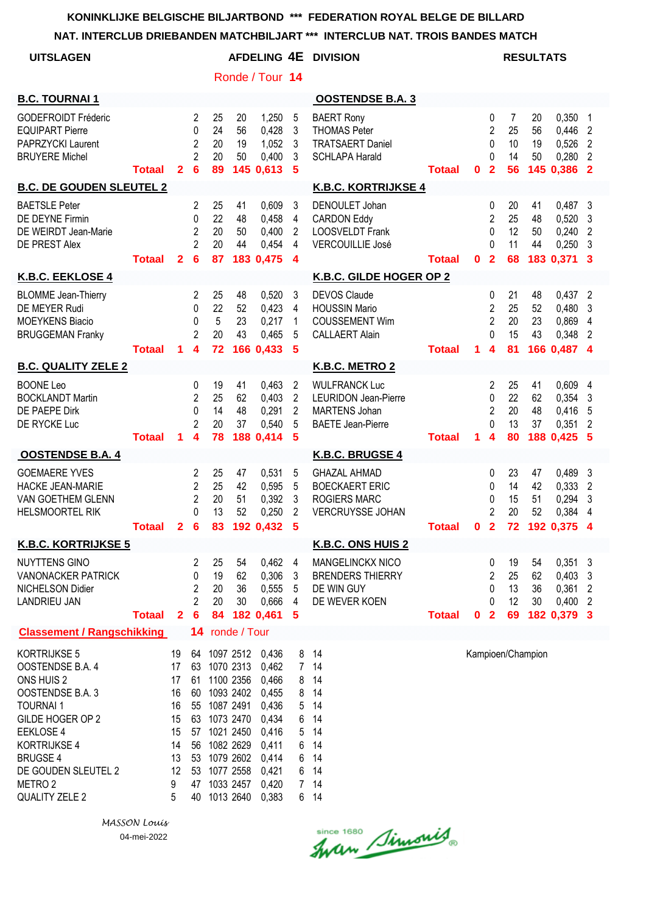KONINKLIJKE BELGISCHE BILJARTBOND *** FEDERATION ROYAL BELGE DE BILLARD

NAT. INTERCLUB DRIEBANDEN MATCHBILJART *** INTERCLUB NAT. TROIS BANDES MATCH

**UITSLAGEN** AFDELING 4E DIVISION **RESULTATS**

Ronde / Tour **14**

| B.C. TOURNAI 1 | | | | | | | | OOSTENDSE B.A. 3 | | | | | | | |
|---|---|---|---|---|---|---|---|---|---|---|---|---|---|---|---|
| GODEFROIDT Fréderic | | 2 | 25 | 20 | 1,250 | 5 | | BAERT Rony | | 0 | 7 | 20 | 0,350 | 1 | |
| EQUIPART Pierre | | 0 | 24 | 56 | 0,428 | 3 | | THOMAS Peter | | 2 | 25 | 56 | 0,446 | 2 | |
| PAPRZYCKI Laurent | | 2 | 20 | 19 | 1,052 | 3 | | TRATSAERT Daniel | | 0 | 10 | 19 | 0,526 | 2 | |
| BRUYERE Michel | | 2 | 20 | 50 | 0,400 | 3 | | SCHLAPA Harald | | 0 | 14 | 50 | 0,280 | 2 | |
| **Totaal** | **2** | **6** | **89** | **145** | **0,613** | **5** | | **Totaal** | **0** | **2** | **56** | **145** | **0,386** | **2** | |

| B.C. DE GOUDEN SLEUTEL 2 | | | | | | | | K.B.C. KORTRIJKSE 4 | | | | | | | |
|---|---|---|---|---|---|---|---|---|---|---|---|---|---|---|---|
| BAETSLE Peter | | 2 | 25 | 41 | 0,609 | 3 | | DENOULET Johan | | 0 | 20 | 41 | 0,487 | 3 | |
| DE DEYNE Firmin | | 0 | 22 | 48 | 0,458 | 4 | | CARDON Eddy | | 2 | 25 | 48 | 0,520 | 3 | |
| DE WEIRDT Jean-Marie | | 2 | 20 | 50 | 0,400 | 2 | | LOOSVELDT Frank | | 0 | 12 | 50 | 0,240 | 2 | |
| DE PREST Alex | | 2 | 20 | 44 | 0,454 | 4 | | VERCOUILLIE José | | 0 | 11 | 44 | 0,250 | 3 | |
| **Totaal** | **2** | **6** | **87** | **183** | **0,475** | **4** | | **Totaal** | **0** | **2** | **68** | **183** | **0,371** | **3** | |

| K.B.C. EEKLOSE 4 | | | | | | | | K.B.C. GILDE HOGER OP 2 | | | | | | | |
|---|---|---|---|---|---|---|---|---|---|---|---|---|---|---|---|
| BLOMME Jean-Thierry | | 2 | 25 | 48 | 0,520 | 3 | | DEVOS Claude | | 0 | 21 | 48 | 0,437 | 2 | |
| DE MEYER Rudi | | 0 | 22 | 52 | 0,423 | 4 | | HOUSSIN Mario | | 2 | 25 | 52 | 0,480 | 3 | |
| MOEYKENS Biacio | | 0 | 5 | 23 | 0,217 | 1 | | COUSSEMENT Wim | | 2 | 20 | 23 | 0,869 | 4 | |
| BRUGGEMAN Franky | | 2 | 20 | 43 | 0,465 | 5 | | CALLAERT Alain | | 0 | 15 | 43 | 0,348 | 2 | |
| **Totaal** | **1** | **4** | **72** | **166** | **0,433** | **5** | | **Totaal** | **1** | **4** | **81** | **166** | **0,487** | **4** | |

| B.C. QUALITY ZELE 2 | | | | | | | | K.B.C. METRO 2 | | | | | | | |
|---|---|---|---|---|---|---|---|---|---|---|---|---|---|---|---|
| BOONE Leo | | 0 | 19 | 41 | 0,463 | 2 | | WULFRANCK Luc | | 2 | 25 | 41 | 0,609 | 4 | |
| BOCKLANDT Martin | | 2 | 25 | 62 | 0,403 | 2 | | LEURIDON Jean-Pierre | | 0 | 22 | 62 | 0,354 | 3 | |
| DE PAEPE Dirk | | 0 | 14 | 48 | 0,291 | 2 | | MARTENS Johan | | 2 | 20 | 48 | 0,416 | 5 | |
| DE RYCKE Luc | | 2 | 20 | 37 | 0,540 | 5 | | BAETE Jean-Pierre | | 0 | 13 | 37 | 0,351 | 2 | |
| **Totaal** | **1** | **4** | **78** | **188** | **0,414** | **5** | | **Totaal** | **1** | **4** | **80** | **188** | **0,425** | **5** | |

| OOSTENDSE B.A. 4 | | | | | | | | K.B.C. BRUGSE 4 | | | | | | | |
|---|---|---|---|---|---|---|---|---|---|---|---|---|---|---|---|
| GOEMAERE YVES | | 2 | 25 | 47 | 0,531 | 5 | | GHAZAL AHMAD | | 0 | 23 | 47 | 0,489 | 3 | |
| HACKE JEAN-MARIE | | 2 | 25 | 42 | 0,595 | 5 | | BOECKAERT ERIC | | 0 | 14 | 42 | 0,333 | 2 | |
| VAN GOETHEM GLENN | | 2 | 20 | 51 | 0,392 | 3 | | ROGIERS MARC | | 0 | 15 | 51 | 0,294 | 3 | |
| HELSMOORTEL RIK | | 0 | 13 | 52 | 0,250 | 2 | | VERCRUYSSE JOHAN | | 2 | 20 | 52 | 0,384 | 4 | |
| **Totaal** | **2** | **6** | **83** | **192** | **0,432** | **5** | | **Totaal** | **0** | **2** | **72** | **192** | **0,375** | **4** | |

| K.B.C. KORTRIJKSE 5 | | | | | | | | K.B.C. ONS HUIS 2 | | | | | | | |
|---|---|---|---|---|---|---|---|---|---|---|---|---|---|---|---|
| NUYTTENS GINO | | 2 | 25 | 54 | 0,462 | 4 | | MANGELINCKX NICO | | 0 | 19 | 54 | 0,351 | 3 | |
| VANONACKER PATRICK | | 0 | 19 | 62 | 0,306 | 3 | | BRENDERS THIERRY | | 2 | 25 | 62 | 0,403 | 3 | |
| NICHELSON Didier | | 2 | 20 | 36 | 0,555 | 5 | | DE WIN GUY | | 0 | 13 | 36 | 0,361 | 2 | |
| LANDRIEU JAN | | 2 | 20 | 30 | 0,666 | 4 | | DE WEVER KOEN | | 0 | 12 | 30 | 0,400 | 2 | |
| **Totaal** | **2** | **6** | **84** | **182** | **0,461** | **5** | | **Totaal** | **0** | **2** | **69** | **182** | **0,379** | **3** | |

**Classement / Rangschikking** **14** ronde / Tour

| | | | | | | | | |
|---|---|---|---|---|---|---|---|---|
| KORTRIJKSE 5 | 19 | 64 | 1097 | 2512 | 0,436 | 8 | 14 | Kampioen/Champion |
| OOSTENDSE B.A. 4 | 17 | 63 | 1070 | 2313 | 0,462 | 7 | 14 | |
| ONS HUIS 2 | 17 | 61 | 1100 | 2356 | 0,466 | 8 | 14 | |
| OOSTENDSE B.A. 3 | 16 | 60 | 1093 | 2402 | 0,455 | 8 | 14 | |
| TOURNAI 1 | 16 | 55 | 1087 | 2491 | 0,436 | 5 | 14 | |
| GILDE HOGER OP 2 | 15 | 63 | 1073 | 2470 | 0,434 | 6 | 14 | |
| EEKLOSE 4 | 15 | 57 | 1021 | 2450 | 0,416 | 5 | 14 | |
| KORTRIJKSE 4 | 14 | 56 | 1082 | 2629 | 0,411 | 6 | 14 | |
| BRUGSE 4 | 13 | 53 | 1079 | 2602 | 0,414 | 6 | 14 | |
| DE GOUDEN SLEUTEL 2 | 12 | 53 | 1077 | 2558 | 0,421 | 6 | 14 | |
| METRO 2 | 9 | 47 | 1033 | 2457 | 0,420 | 7 | 14 | |
| QUALITY ZELE 2 | 5 | 40 | 1013 | 2640 | 0,383 | 6 | 14 | |

*MASSON Louis*

04-mei-2022

since 1680 Iwan Simonis®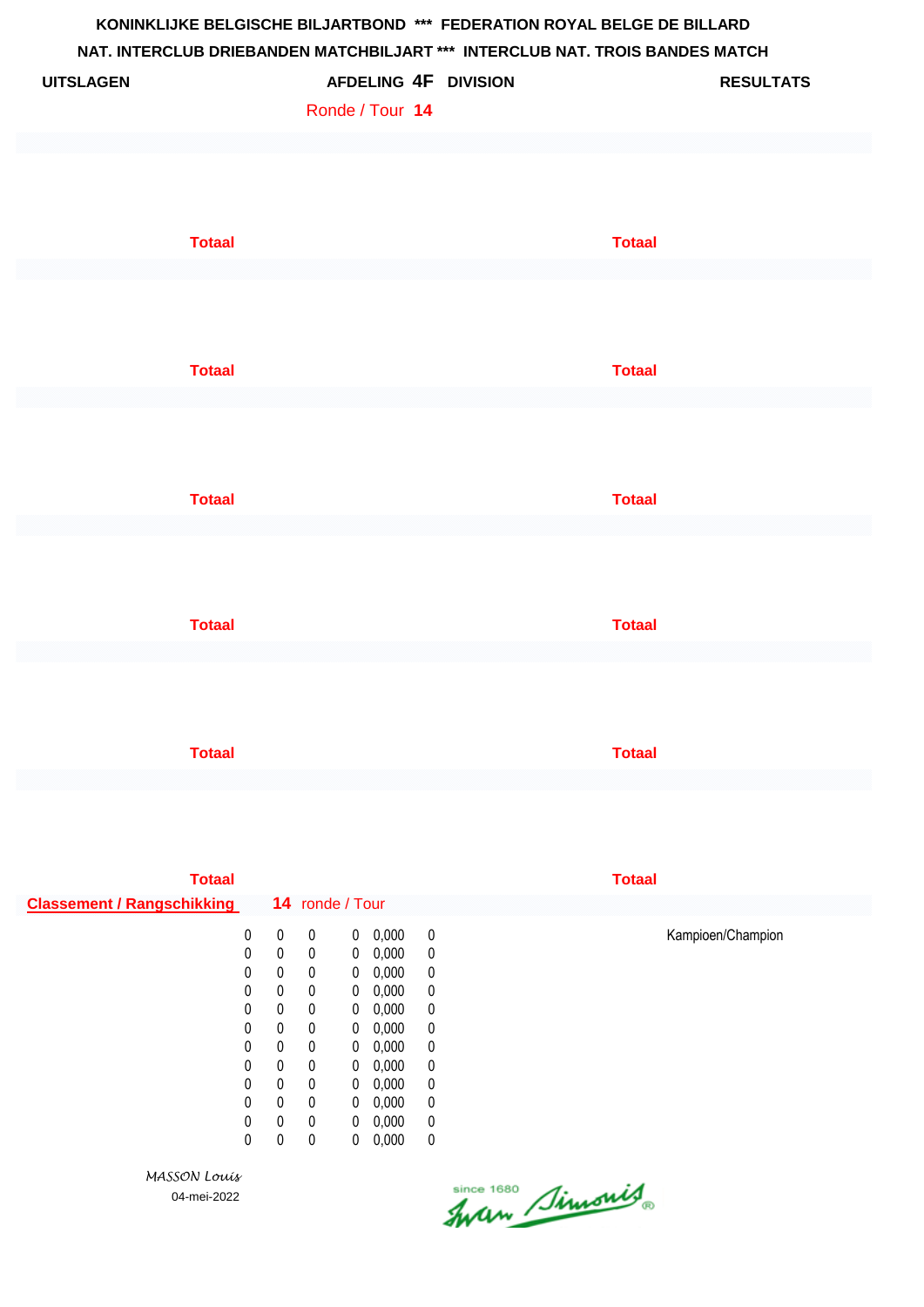**KONINKLIJKE BELGISCHE BILJARTBOND \*\*\* FEDERATION ROYAL BELGE DE BILLARD**

**NAT. INTERCLUB DRIEBANDEN MATCHBILJART \*\*\* INTERCLUB NAT. TROIS BANDES MATCH**

**UITSLAGEN** **AFDELING 4F DIVISION** **RESULTATS**

Ronde / Tour **14**

**Totaal** **Totaal**

**Totaal** **Totaal**

**Totaal** **Totaal**

**Totaal** **Totaal**

**Totaal** **Totaal**

**Totaal** **Totaal**

**Classement / Rangschikking** **14** ronde / Tour

| | | | | | | | |
|---|---|---|---|---|---|---|---|
| 0 | 0 | 0 | 0 | 0,000 | 0 | | Kampioen/Champion |
| 0 | 0 | 0 | 0 | 0,000 | 0 | | |
| 0 | 0 | 0 | 0 | 0,000 | 0 | | |
| 0 | 0 | 0 | 0 | 0,000 | 0 | | |
| 0 | 0 | 0 | 0 | 0,000 | 0 | | |
| 0 | 0 | 0 | 0 | 0,000 | 0 | | |
| 0 | 0 | 0 | 0 | 0,000 | 0 | | |
| 0 | 0 | 0 | 0 | 0,000 | 0 | | |
| 0 | 0 | 0 | 0 | 0,000 | 0 | | |
| 0 | 0 | 0 | 0 | 0,000 | 0 | | |
| 0 | 0 | 0 | 0 | 0,000 | 0 | | |
| 0 | 0 | 0 | 0 | 0,000 | 0 | | |

*MASSON Louis*

04-mei-2022

since 1680 Iwan Simonis®